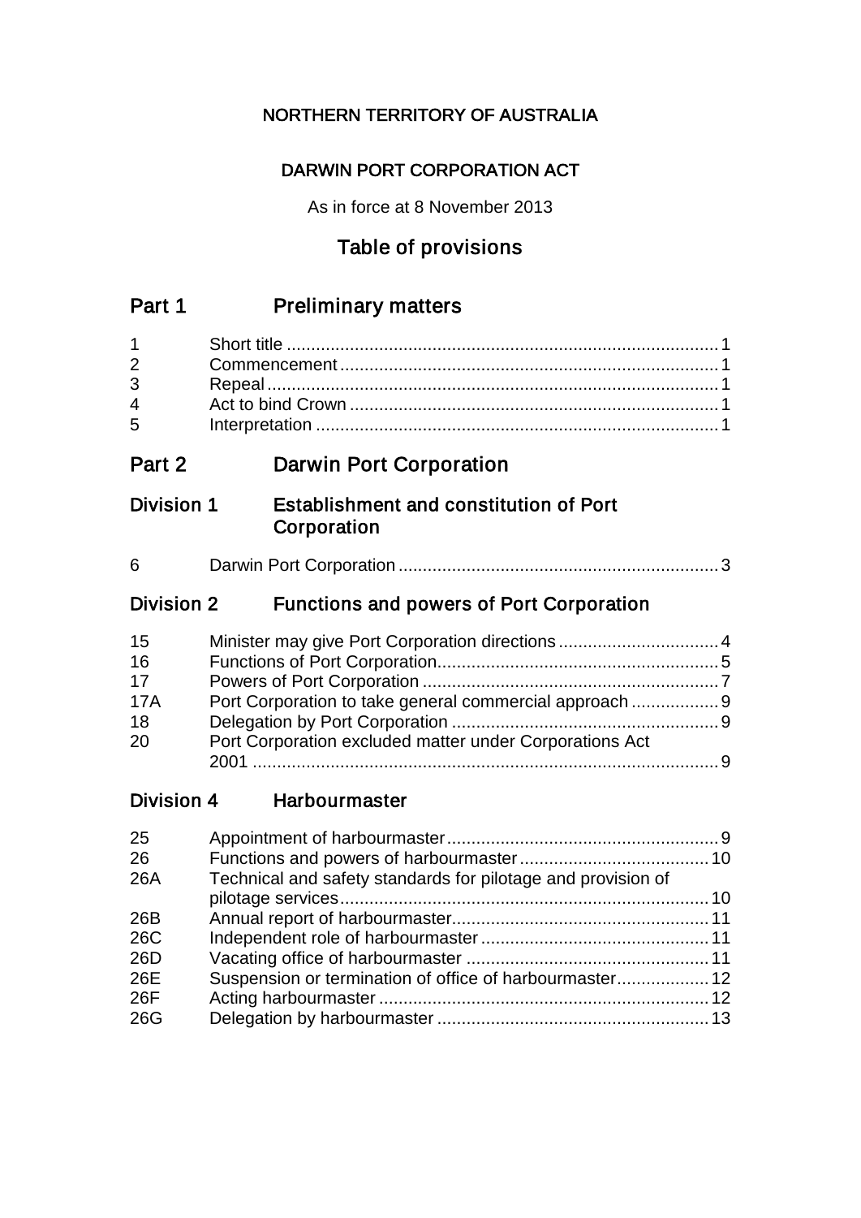NORTHERN TERRITORY OF AUSTRALIA

DARWIN PORT CORPORATION ACT

As in force at 8 November 2013

# Table of provisions

## Part 1 Preliminary matters

| | | |
|---|---|---|
| 1 | Short title | 1 |
| 2 | Commencement | 1 |
| 3 | Repeal | 1 |
| 4 | Act to bind Crown | 1 |
| 5 | Interpretation | 1 |

## Part 2 Darwin Port Corporation

### Division 1 Establishment and constitution of Port Corporation

| | | |
|---|---|---|
| 6 | Darwin Port Corporation | 3 |

### Division 2 Functions and powers of Port Corporation

| | | |
|---|---|---|
| 15 | Minister may give Port Corporation directions | 4 |
| 16 | Functions of Port Corporation | 5 |
| 17 | Powers of Port Corporation | 7 |
| 17A | Port Corporation to take general commercial approach | 9 |
| 18 | Delegation by Port Corporation | 9 |
| 20 | Port Corporation excluded matter under Corporations Act 2001 | 9 |

### Division 4 Harbourmaster

| | | |
|---|---|---|
| 25 | Appointment of harbourmaster | 9 |
| 26 | Functions and powers of harbourmaster | 10 |
| 26A | Technical and safety standards for pilotage and provision of pilotage services | 10 |
| 26B | Annual report of harbourmaster | 11 |
| 26C | Independent role of harbourmaster | 11 |
| 26D | Vacating office of harbourmaster | 11 |
| 26E | Suspension or termination of office of harbourmaster | 12 |
| 26F | Acting harbourmaster | 12 |
| 26G | Delegation by harbourmaster | 13 |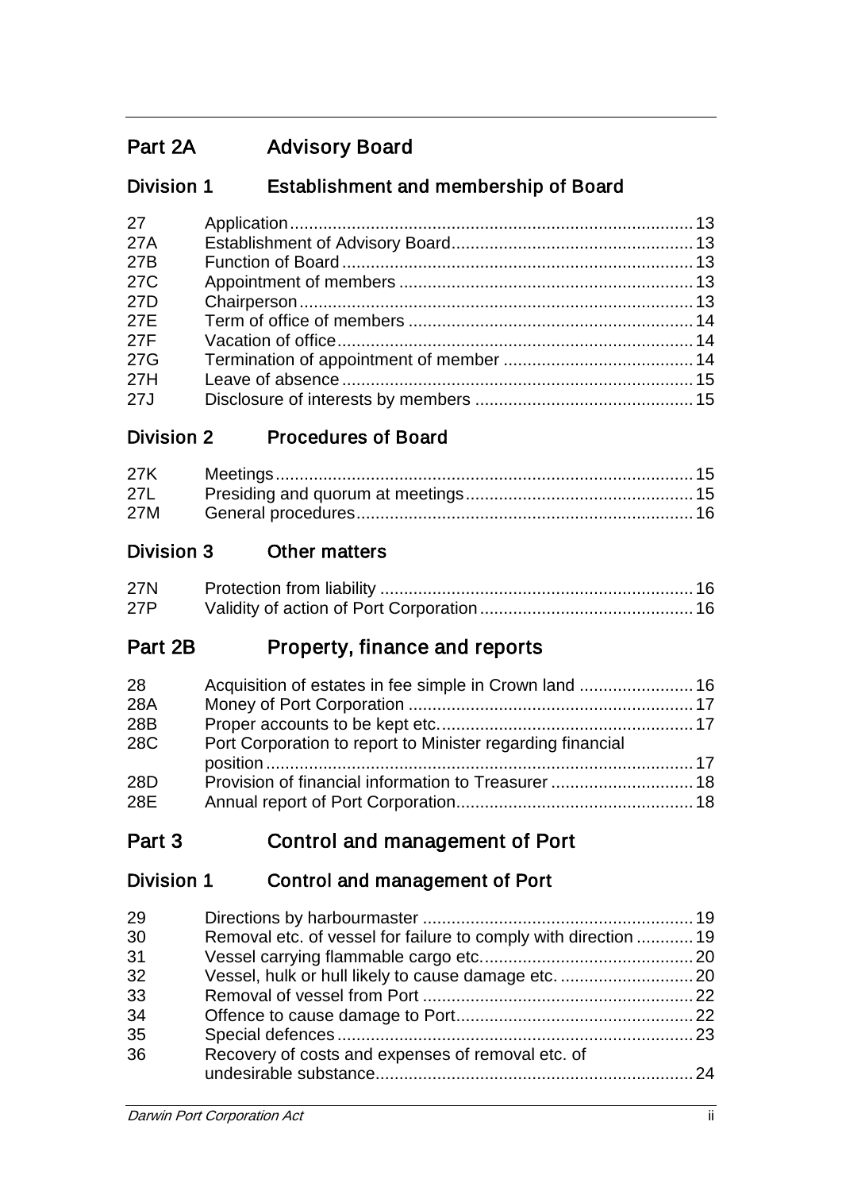## Part 2A Advisory Board

### Division 1 Establishment and membership of Board

| | | |
|---|---|---|
| 27 | Application | 13 |
| 27A | Establishment of Advisory Board | 13 |
| 27B | Function of Board | 13 |
| 27C | Appointment of members | 13 |
| 27D | Chairperson | 13 |
| 27E | Term of office of members | 14 |
| 27F | Vacation of office | 14 |
| 27G | Termination of appointment of member | 14 |
| 27H | Leave of absence | 15 |
| 27J | Disclosure of interests by members | 15 |

### Division 2 Procedures of Board

| | | |
|---|---|---|
| 27K | Meetings | 15 |
| 27L | Presiding and quorum at meetings | 15 |
| 27M | General procedures | 16 |

### Division 3 Other matters

| | | |
|---|---|---|
| 27N | Protection from liability | 16 |
| 27P | Validity of action of Port Corporation | 16 |

## Part 2B Property, finance and reports

| | | |
|---|---|---|
| 28 | Acquisition of estates in fee simple in Crown land | 16 |
| 28A | Money of Port Corporation | 17 |
| 28B | Proper accounts to be kept etc. | 17 |
| 28C | Port Corporation to report to Minister regarding financial position | 17 |
| 28D | Provision of financial information to Treasurer | 18 |
| 28E | Annual report of Port Corporation | 18 |

## Part 3 Control and management of Port

### Division 1 Control and management of Port

| | | |
|---|---|---|
| 29 | Directions by harbourmaster | 19 |
| 30 | Removal etc. of vessel for failure to comply with direction | 19 |
| 31 | Vessel carrying flammable cargo etc. | 20 |
| 32 | Vessel, hulk or hull likely to cause damage etc. | 20 |
| 33 | Removal of vessel from Port | 22 |
| 34 | Offence to cause damage to Port | 22 |
| 35 | Special defences | 23 |
| 36 | Recovery of costs and expenses of removal etc. of undesirable substance | 24 |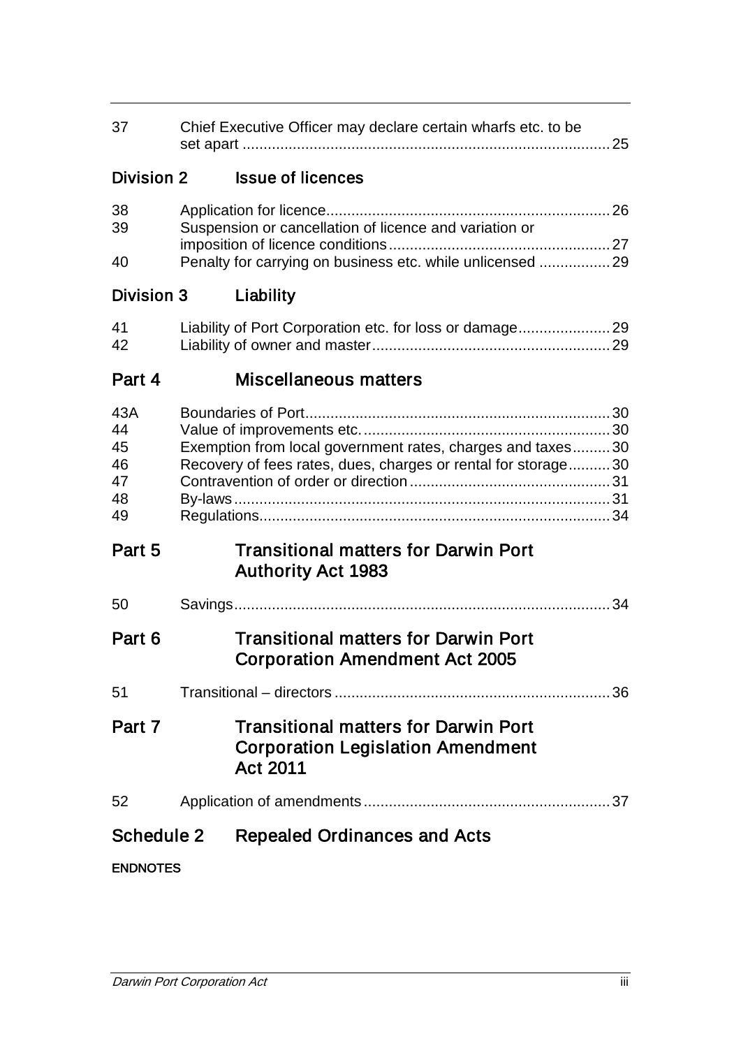| | | |
|---|---|---|
| 37 | Chief Executive Officer may declare certain wharfs etc. to be set apart | 25 |

### Division 2 Issue of licences

| | | |
|---|---|---|
| 38 | Application for licence | 26 |
| 39 | Suspension or cancellation of licence and variation or imposition of licence conditions | 27 |
| 40 | Penalty for carrying on business etc. while unlicensed | 29 |

### Division 3 Liability

| | | |
|---|---|---|
| 41 | Liability of Port Corporation etc. for loss or damage | 29 |
| 42 | Liability of owner and master | 29 |

## Part 4 Miscellaneous matters

| | | |
|---|---|---|
| 43A | Boundaries of Port | 30 |
| 44 | Value of improvements etc. | 30 |
| 45 | Exemption from local government rates, charges and taxes | 30 |
| 46 | Recovery of fees rates, dues, charges or rental for storage | 30 |
| 47 | Contravention of order or direction | 31 |
| 48 | By-laws | 31 |
| 49 | Regulations | 34 |

## Part 5 Transitional matters for Darwin Port Authority Act 1983

| | | |
|---|---|---|
| 50 | Savings | 34 |

## Part 6 Transitional matters for Darwin Port Corporation Amendment Act 2005

| | | |
|---|---|---|
| 51 | Transitional – directors | 36 |

## Part 7 Transitional matters for Darwin Port Corporation Legislation Amendment Act 2011

| | | |
|---|---|---|
| 52 | Application of amendments | 37 |

## Schedule 2 Repealed Ordinances and Acts

**ENDNOTES**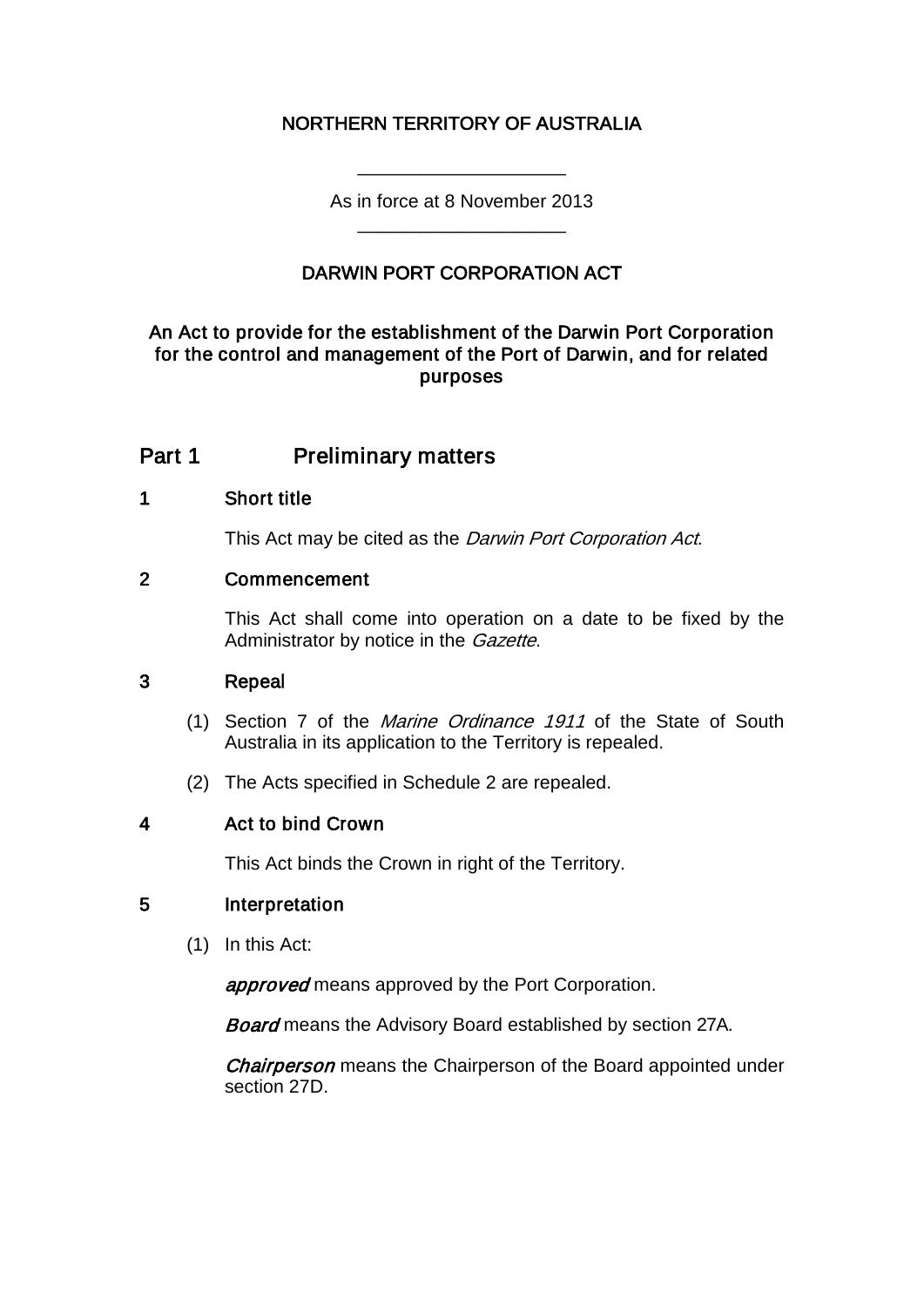NORTHERN TERRITORY OF AUSTRALIA

\_\_\_\_\_\_\_\_\_\_\_\_\_\_\_\_\_\_\_\_

As in force at 8 November 2013

\_\_\_\_\_\_\_\_\_\_\_\_\_\_\_\_\_\_\_\_

# DARWIN PORT CORPORATION ACT

**An Act to provide for the establishment of the Darwin Port Corporation for the control and management of the Port of Darwin, and for related purposes**

## Part 1 Preliminary matters

### 1 Short title

This Act may be cited as the *Darwin Port Corporation Act*.

### 2 Commencement

This Act shall come into operation on a date to be fixed by the Administrator by notice in the *Gazette*.

### 3 Repeal

(1) Section 7 of the *Marine Ordinance 1911* of the State of South Australia in its application to the Territory is repealed.

(2) The Acts specified in Schedule 2 are repealed.

### 4 Act to bind Crown

This Act binds the Crown in right of the Territory.

### 5 Interpretation

(1) In this Act:

***approved*** means approved by the Port Corporation.

***Board*** means the Advisory Board established by section 27A.

***Chairperson*** means the Chairperson of the Board appointed under section 27D.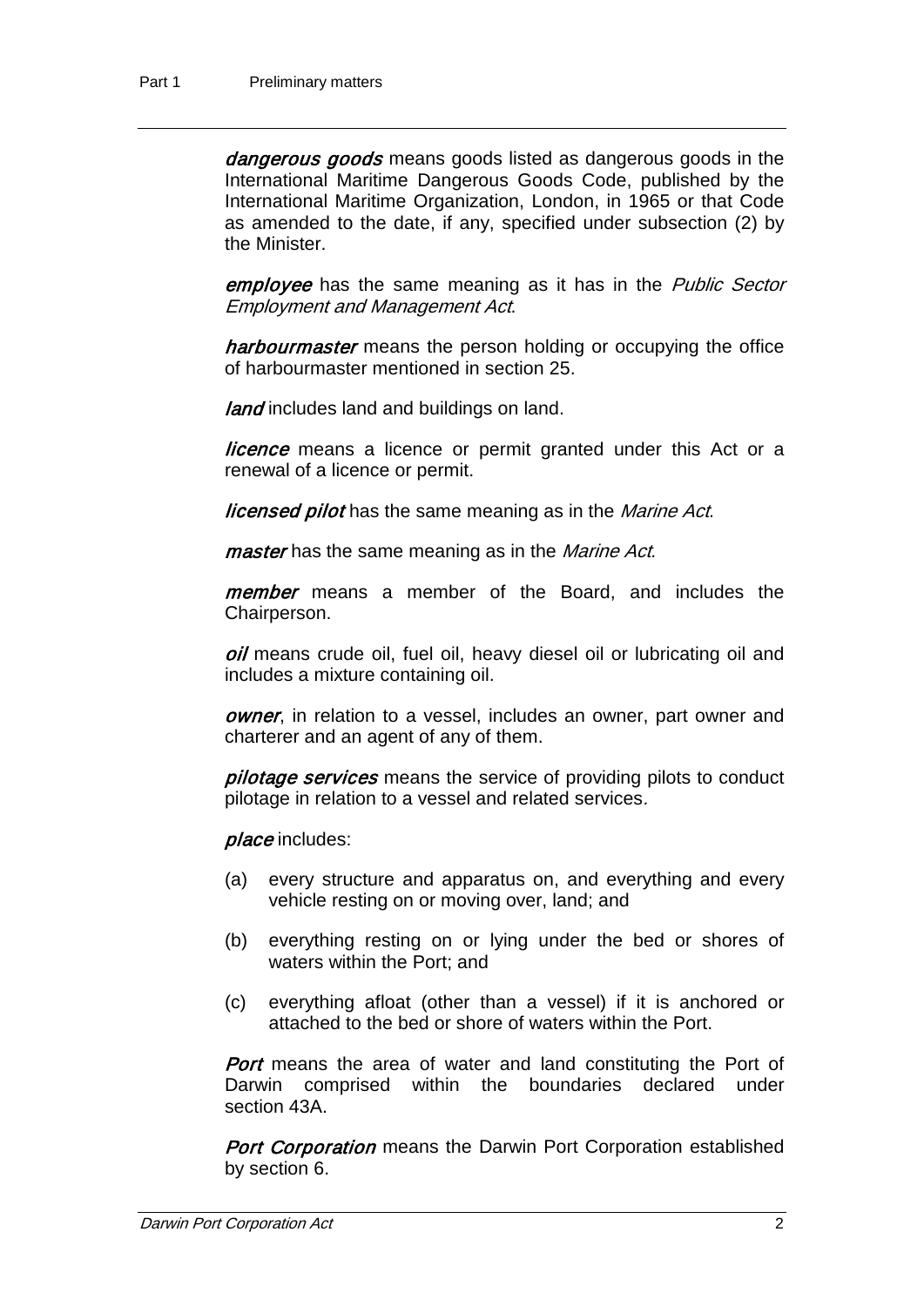***dangerous goods*** means goods listed as dangerous goods in the International Maritime Dangerous Goods Code, published by the International Maritime Organization, London, in 1965 or that Code as amended to the date, if any, specified under subsection (2) by the Minister.

***employee*** has the same meaning as it has in the *Public Sector Employment and Management Act*.

***harbourmaster*** means the person holding or occupying the office of harbourmaster mentioned in section 25.

***land*** includes land and buildings on land.

***licence*** means a licence or permit granted under this Act or a renewal of a licence or permit.

***licensed pilot*** has the same meaning as in the *Marine Act*.

***master*** has the same meaning as in the *Marine Act*.

***member*** means a member of the Board, and includes the Chairperson.

***oil*** means crude oil, fuel oil, heavy diesel oil or lubricating oil and includes a mixture containing oil.

***owner***, in relation to a vessel, includes an owner, part owner and charterer and an agent of any of them.

***pilotage services*** means the service of providing pilots to conduct pilotage in relation to a vessel and related services.

***place*** includes:

(a) every structure and apparatus on, and everything and every vehicle resting on or moving over, land; and

(b) everything resting on or lying under the bed or shores of waters within the Port; and

(c) everything afloat (other than a vessel) if it is anchored or attached to the bed or shore of waters within the Port.

***Port*** means the area of water and land constituting the Port of Darwin comprised within the boundaries declared under section 43A.

***Port Corporation*** means the Darwin Port Corporation established by section 6.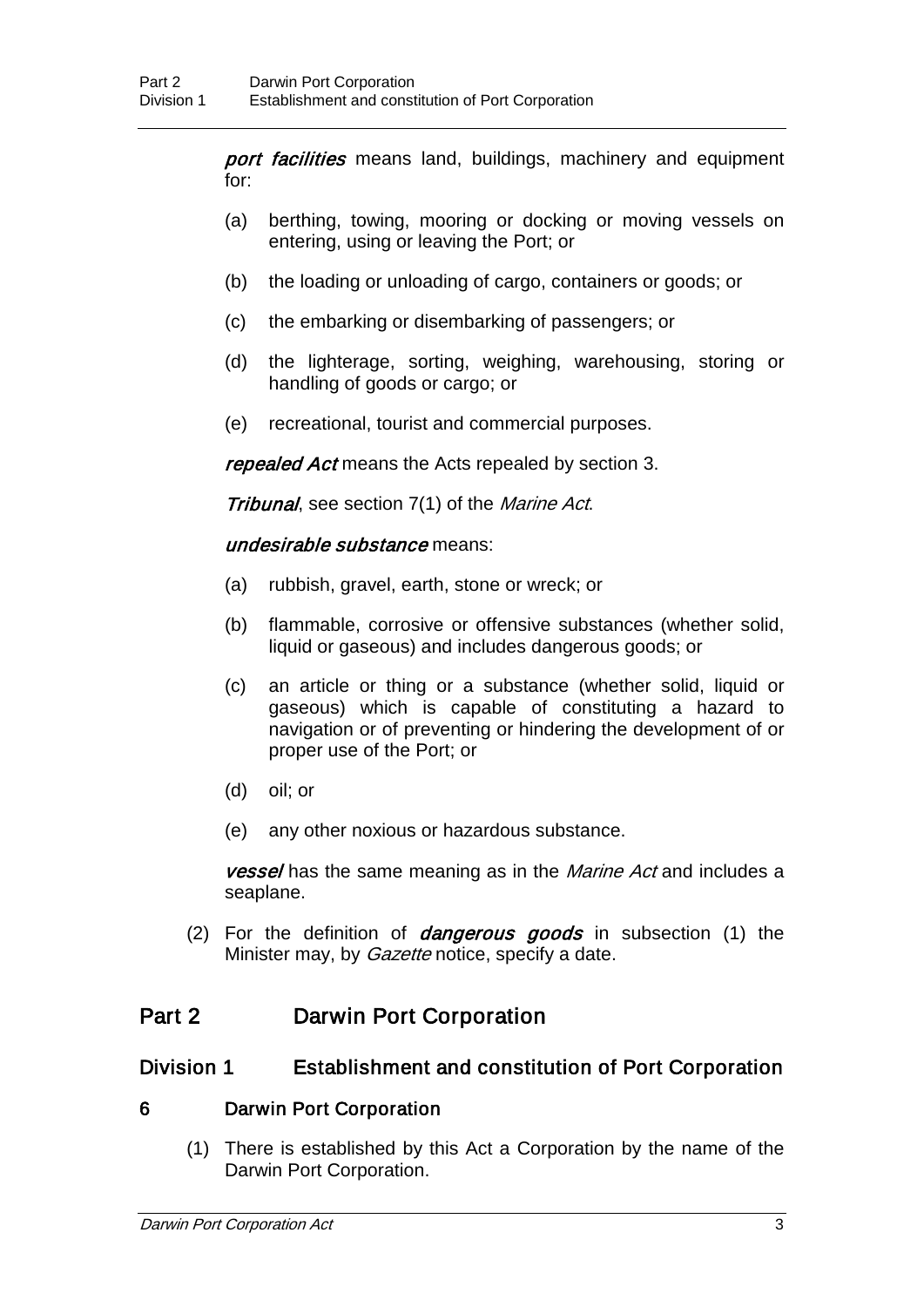***port facilities*** means land, buildings, machinery and equipment for:

(a) berthing, towing, mooring or docking or moving vessels on entering, using or leaving the Port; or

(b) the loading or unloading of cargo, containers or goods; or

(c) the embarking or disembarking of passengers; or

(d) the lighterage, sorting, weighing, warehousing, storing or handling of goods or cargo; or

(e) recreational, tourist and commercial purposes.

***repealed Act*** means the Acts repealed by section 3.

***Tribunal***, see section 7(1) of the *Marine Act*.

***undesirable substance*** means:

(a) rubbish, gravel, earth, stone or wreck; or

(b) flammable, corrosive or offensive substances (whether solid, liquid or gaseous) and includes dangerous goods; or

(c) an article or thing or a substance (whether solid, liquid or gaseous) which is capable of constituting a hazard to navigation or of preventing or hindering the development of or proper use of the Port; or

(d) oil; or

(e) any other noxious or hazardous substance.

***vessel*** has the same meaning as in the *Marine Act* and includes a seaplane.

(2) For the definition of ***dangerous goods*** in subsection (1) the Minister may, by *Gazette* notice, specify a date.

# Part 2 Darwin Port Corporation

## Division 1 Establishment and constitution of Port Corporation

### 6 Darwin Port Corporation

(1) There is established by this Act a Corporation by the name of the Darwin Port Corporation.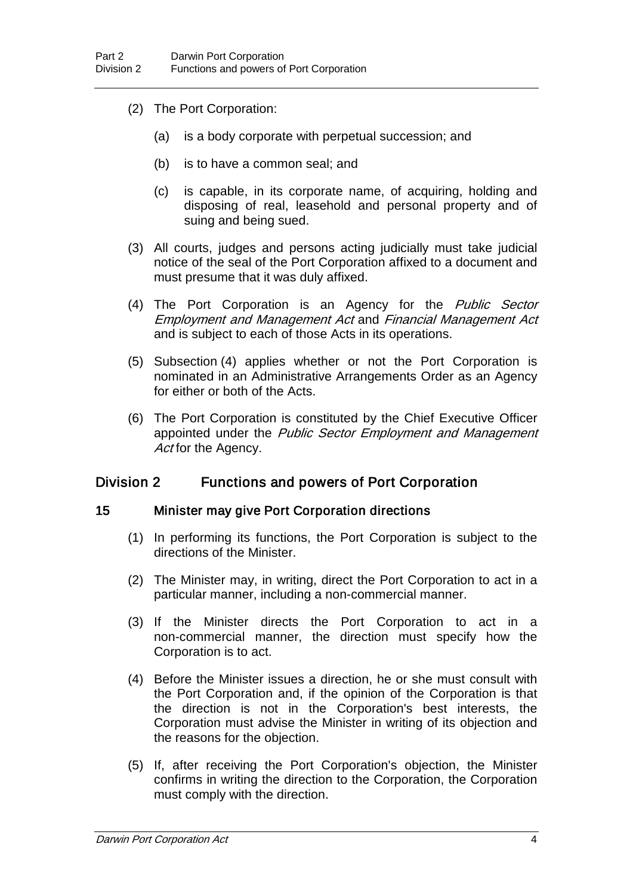(2) The Port Corporation:

(a) is a body corporate with perpetual succession; and

(b) is to have a common seal; and

(c) is capable, in its corporate name, of acquiring, holding and disposing of real, leasehold and personal property and of suing and being sued.

(3) All courts, judges and persons acting judicially must take judicial notice of the seal of the Port Corporation affixed to a document and must presume that it was duly affixed.

(4) The Port Corporation is an Agency for the *Public Sector Employment and Management Act* and *Financial Management Act* and is subject to each of those Acts in its operations.

(5) Subsection (4) applies whether or not the Port Corporation is nominated in an Administrative Arrangements Order as an Agency for either or both of the Acts.

(6) The Port Corporation is constituted by the Chief Executive Officer appointed under the *Public Sector Employment and Management Act* for the Agency.

## Division 2 Functions and powers of Port Corporation

### 15 Minister may give Port Corporation directions

(1) In performing its functions, the Port Corporation is subject to the directions of the Minister.

(2) The Minister may, in writing, direct the Port Corporation to act in a particular manner, including a non-commercial manner.

(3) If the Minister directs the Port Corporation to act in a non-commercial manner, the direction must specify how the Corporation is to act.

(4) Before the Minister issues a direction, he or she must consult with the Port Corporation and, if the opinion of the Corporation is that the direction is not in the Corporation's best interests, the Corporation must advise the Minister in writing of its objection and the reasons for the objection.

(5) If, after receiving the Port Corporation's objection, the Minister confirms in writing the direction to the Corporation, the Corporation must comply with the direction.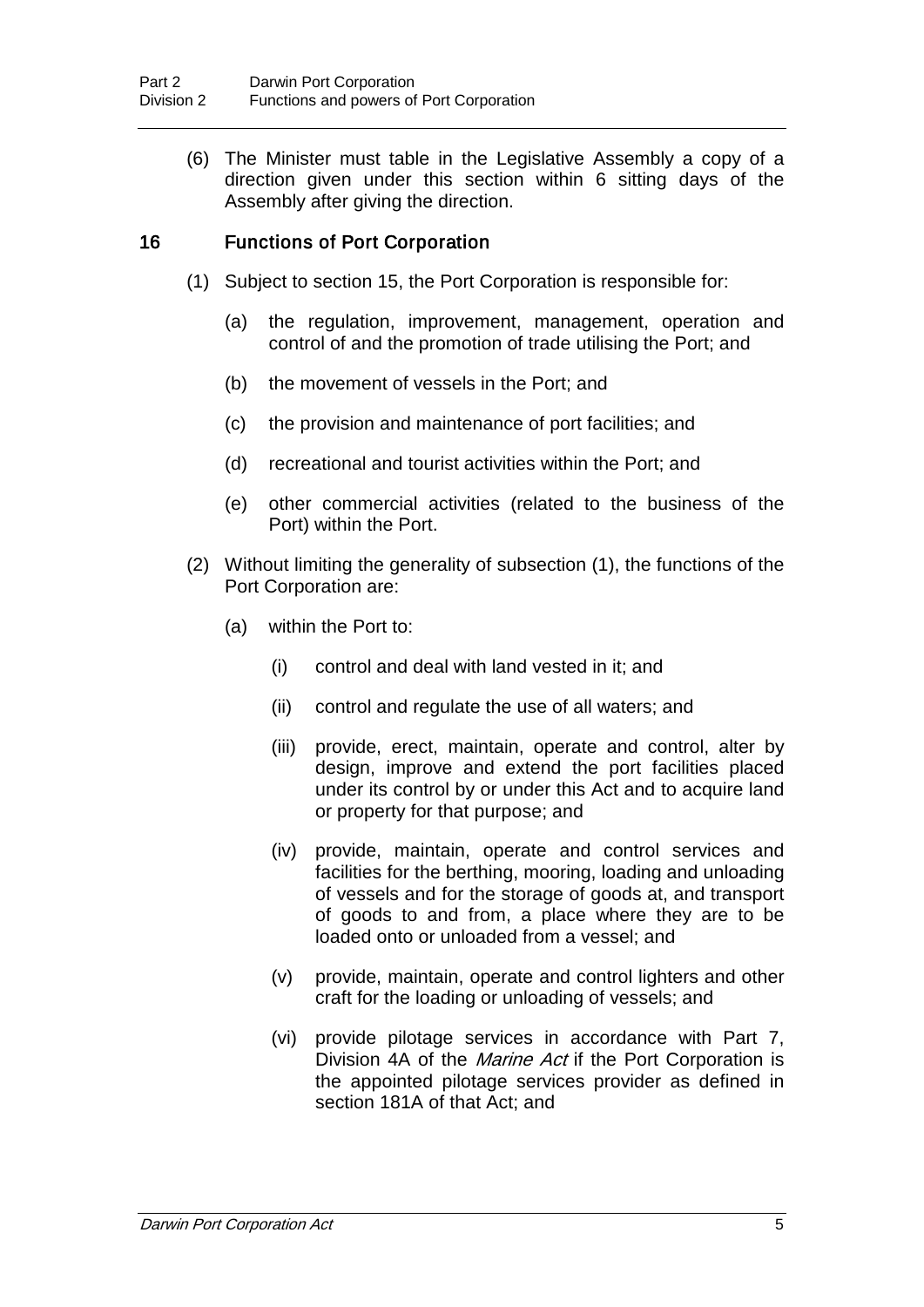(6) The Minister must table in the Legislative Assembly a copy of a direction given under this section within 6 sitting days of the Assembly after giving the direction.

## 16 Functions of Port Corporation

(1) Subject to section 15, the Port Corporation is responsible for:

(a) the regulation, improvement, management, operation and control of and the promotion of trade utilising the Port; and

(b) the movement of vessels in the Port; and

(c) the provision and maintenance of port facilities; and

(d) recreational and tourist activities within the Port; and

(e) other commercial activities (related to the business of the Port) within the Port.

(2) Without limiting the generality of subsection (1), the functions of the Port Corporation are:

(a) within the Port to:

(i) control and deal with land vested in it; and

(ii) control and regulate the use of all waters; and

(iii) provide, erect, maintain, operate and control, alter by design, improve and extend the port facilities placed under its control by or under this Act and to acquire land or property for that purpose; and

(iv) provide, maintain, operate and control services and facilities for the berthing, mooring, loading and unloading of vessels and for the storage of goods at, and transport of goods to and from, a place where they are to be loaded onto or unloaded from a vessel; and

(v) provide, maintain, operate and control lighters and other craft for the loading or unloading of vessels; and

(vi) provide pilotage services in accordance with Part 7, Division 4A of the *Marine Act* if the Port Corporation is the appointed pilotage services provider as defined in section 181A of that Act; and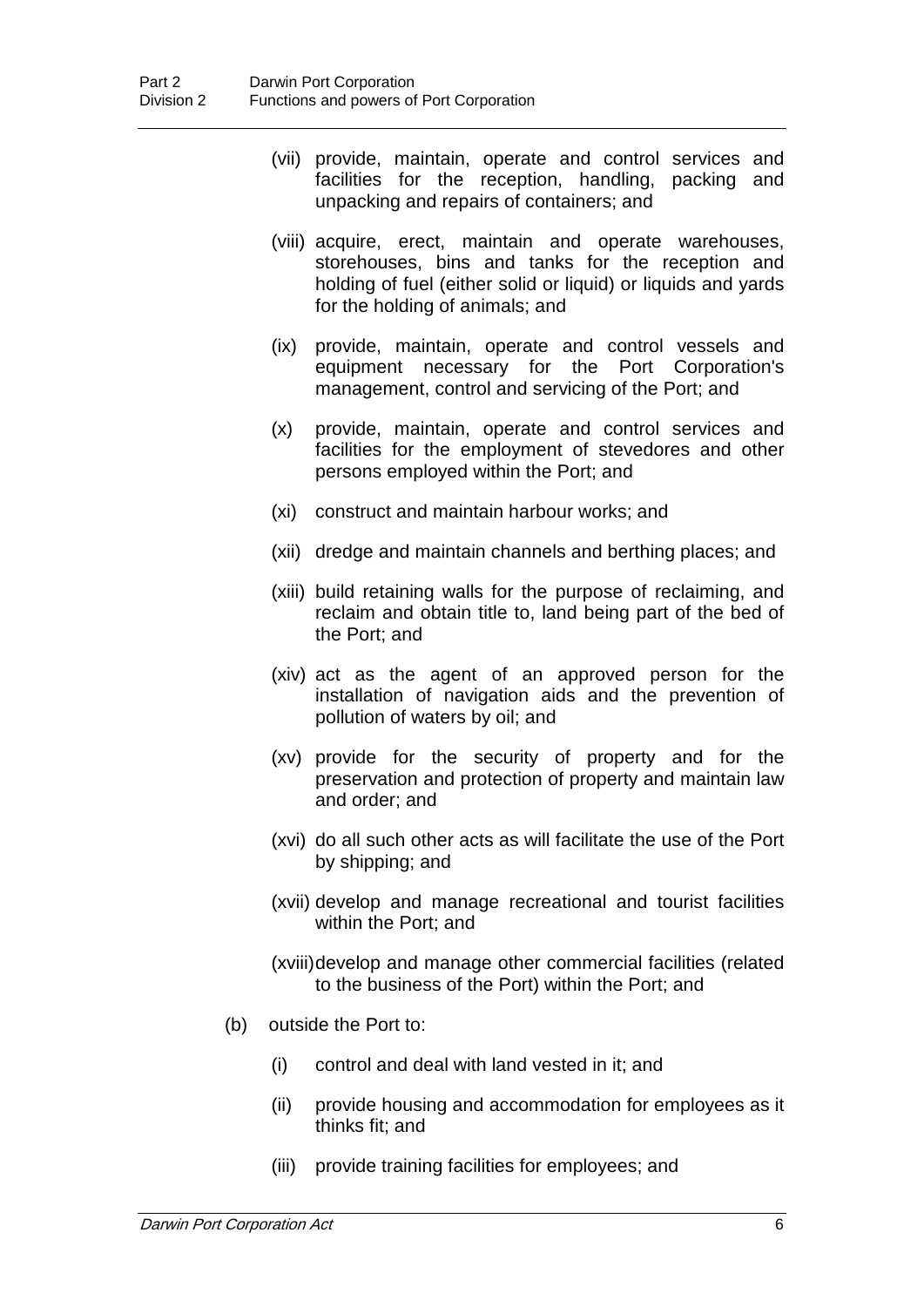(vii) provide, maintain, operate and control services and facilities for the reception, handling, packing and unpacking and repairs of containers; and

(viii) acquire, erect, maintain and operate warehouses, storehouses, bins and tanks for the reception and holding of fuel (either solid or liquid) or liquids and yards for the holding of animals; and

(ix) provide, maintain, operate and control vessels and equipment necessary for the Port Corporation's management, control and servicing of the Port; and

(x) provide, maintain, operate and control services and facilities for the employment of stevedores and other persons employed within the Port; and

(xi) construct and maintain harbour works; and

(xii) dredge and maintain channels and berthing places; and

(xiii) build retaining walls for the purpose of reclaiming, and reclaim and obtain title to, land being part of the bed of the Port; and

(xiv) act as the agent of an approved person for the installation of navigation aids and the prevention of pollution of waters by oil; and

(xv) provide for the security of property and for the preservation and protection of property and maintain law and order; and

(xvi) do all such other acts as will facilitate the use of the Port by shipping; and

(xvii) develop and manage recreational and tourist facilities within the Port; and

(xviii) develop and manage other commercial facilities (related to the business of the Port) within the Port; and

(b) outside the Port to:

(i) control and deal with land vested in it; and

(ii) provide housing and accommodation for employees as it thinks fit; and

(iii) provide training facilities for employees; and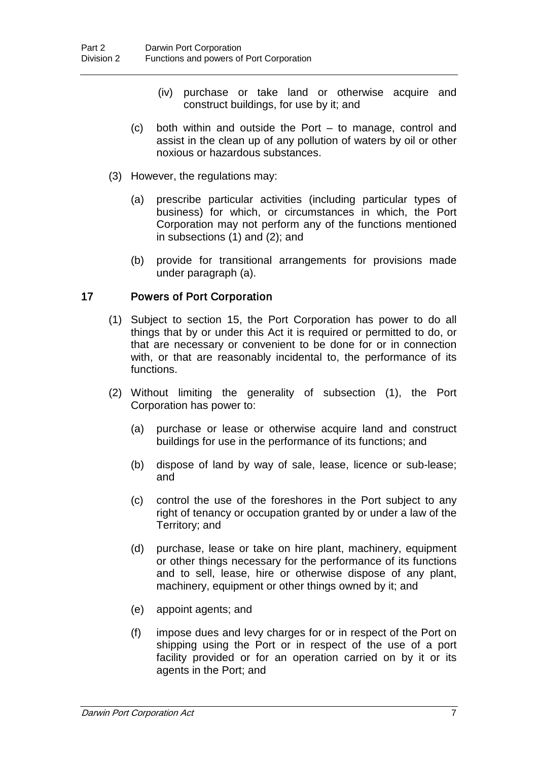(iv) purchase or take land or otherwise acquire and construct buildings, for use by it; and

(c) both within and outside the Port – to manage, control and assist in the clean up of any pollution of waters by oil or other noxious or hazardous substances.

(3) However, the regulations may:

(a) prescribe particular activities (including particular types of business) for which, or circumstances in which, the Port Corporation may not perform any of the functions mentioned in subsections (1) and (2); and

(b) provide for transitional arrangements for provisions made under paragraph (a).

### 17 Powers of Port Corporation

(1) Subject to section 15, the Port Corporation has power to do all things that by or under this Act it is required or permitted to do, or that are necessary or convenient to be done for or in connection with, or that are reasonably incidental to, the performance of its functions.

(2) Without limiting the generality of subsection (1), the Port Corporation has power to:

(a) purchase or lease or otherwise acquire land and construct buildings for use in the performance of its functions; and

(b) dispose of land by way of sale, lease, licence or sub-lease; and

(c) control the use of the foreshores in the Port subject to any right of tenancy or occupation granted by or under a law of the Territory; and

(d) purchase, lease or take on hire plant, machinery, equipment or other things necessary for the performance of its functions and to sell, lease, hire or otherwise dispose of any plant, machinery, equipment or other things owned by it; and

(e) appoint agents; and

(f) impose dues and levy charges for or in respect of the Port on shipping using the Port or in respect of the use of a port facility provided or for an operation carried on by it or its agents in the Port; and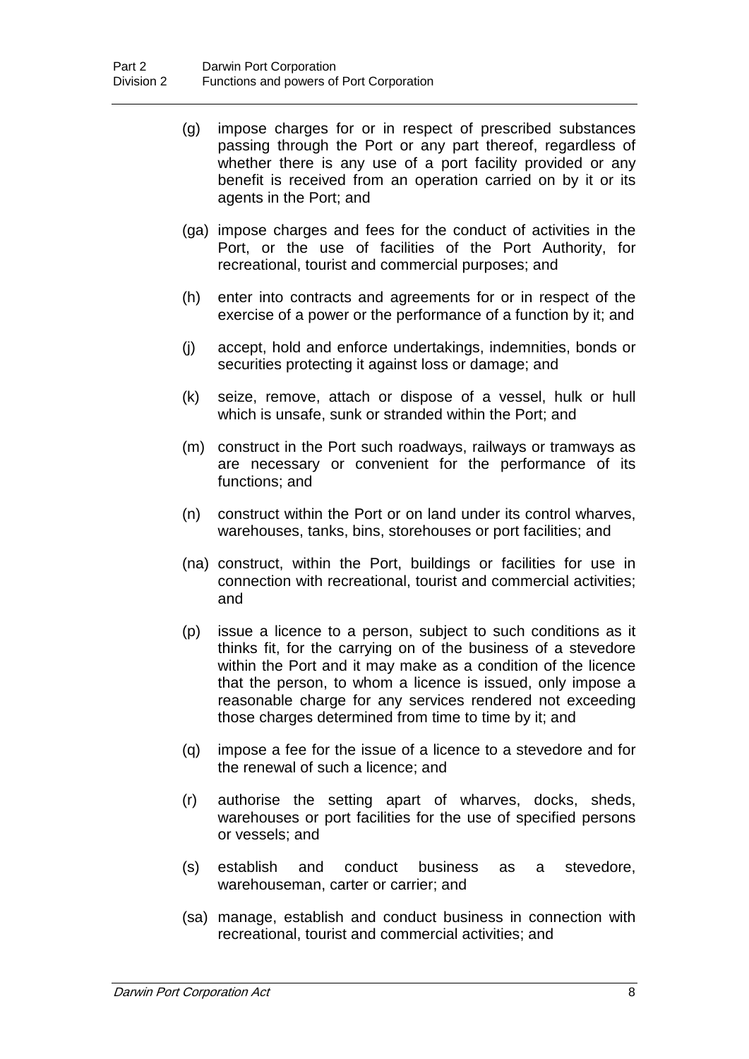(g) impose charges for or in respect of prescribed substances passing through the Port or any part thereof, regardless of whether there is any use of a port facility provided or any benefit is received from an operation carried on by it or its agents in the Port; and

(ga) impose charges and fees for the conduct of activities in the Port, or the use of facilities of the Port Authority, for recreational, tourist and commercial purposes; and

(h) enter into contracts and agreements for or in respect of the exercise of a power or the performance of a function by it; and

(j) accept, hold and enforce undertakings, indemnities, bonds or securities protecting it against loss or damage; and

(k) seize, remove, attach or dispose of a vessel, hulk or hull which is unsafe, sunk or stranded within the Port; and

(m) construct in the Port such roadways, railways or tramways as are necessary or convenient for the performance of its functions; and

(n) construct within the Port or on land under its control wharves, warehouses, tanks, bins, storehouses or port facilities; and

(na) construct, within the Port, buildings or facilities for use in connection with recreational, tourist and commercial activities; and

(p) issue a licence to a person, subject to such conditions as it thinks fit, for the carrying on of the business of a stevedore within the Port and it may make as a condition of the licence that the person, to whom a licence is issued, only impose a reasonable charge for any services rendered not exceeding those charges determined from time to time by it; and

(q) impose a fee for the issue of a licence to a stevedore and for the renewal of such a licence; and

(r) authorise the setting apart of wharves, docks, sheds, warehouses or port facilities for the use of specified persons or vessels; and

(s) establish and conduct business as a stevedore, warehouseman, carter or carrier; and

(sa) manage, establish and conduct business in connection with recreational, tourist and commercial activities; and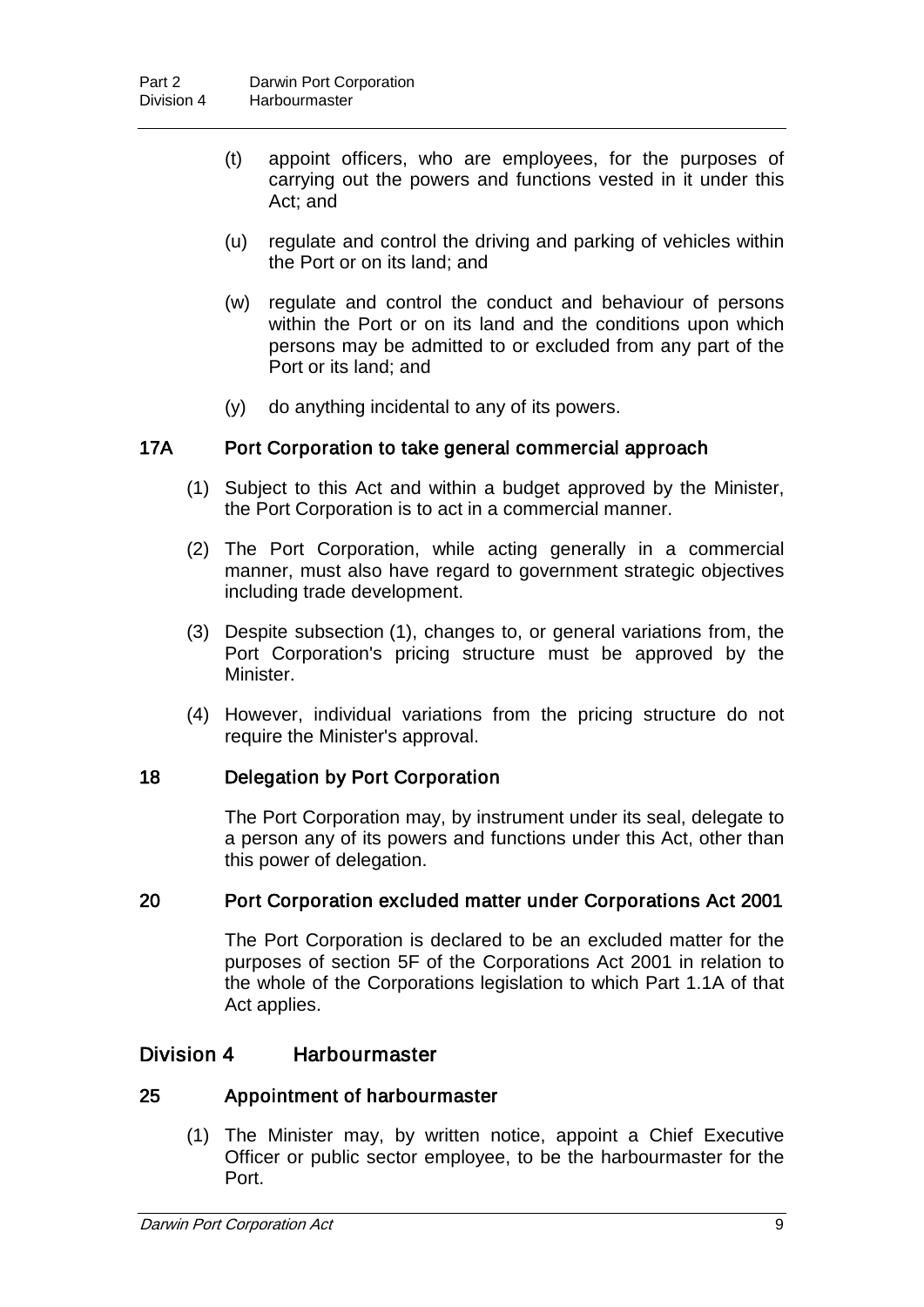(t) appoint officers, who are employees, for the purposes of carrying out the powers and functions vested in it under this Act; and

(u) regulate and control the driving and parking of vehicles within the Port or on its land; and

(w) regulate and control the conduct and behaviour of persons within the Port or on its land and the conditions upon which persons may be admitted to or excluded from any part of the Port or its land; and

(y) do anything incidental to any of its powers.

### 17A Port Corporation to take general commercial approach

(1) Subject to this Act and within a budget approved by the Minister, the Port Corporation is to act in a commercial manner.

(2) The Port Corporation, while acting generally in a commercial manner, must also have regard to government strategic objectives including trade development.

(3) Despite subsection (1), changes to, or general variations from, the Port Corporation's pricing structure must be approved by the Minister.

(4) However, individual variations from the pricing structure do not require the Minister's approval.

### 18 Delegation by Port Corporation

The Port Corporation may, by instrument under its seal, delegate to a person any of its powers and functions under this Act, other than this power of delegation.

### 20 Port Corporation excluded matter under Corporations Act 2001

The Port Corporation is declared to be an excluded matter for the purposes of section 5F of the Corporations Act 2001 in relation to the whole of the Corporations legislation to which Part 1.1A of that Act applies.

## Division 4 Harbourmaster

### 25 Appointment of harbourmaster

(1) The Minister may, by written notice, appoint a Chief Executive Officer or public sector employee, to be the harbourmaster for the Port.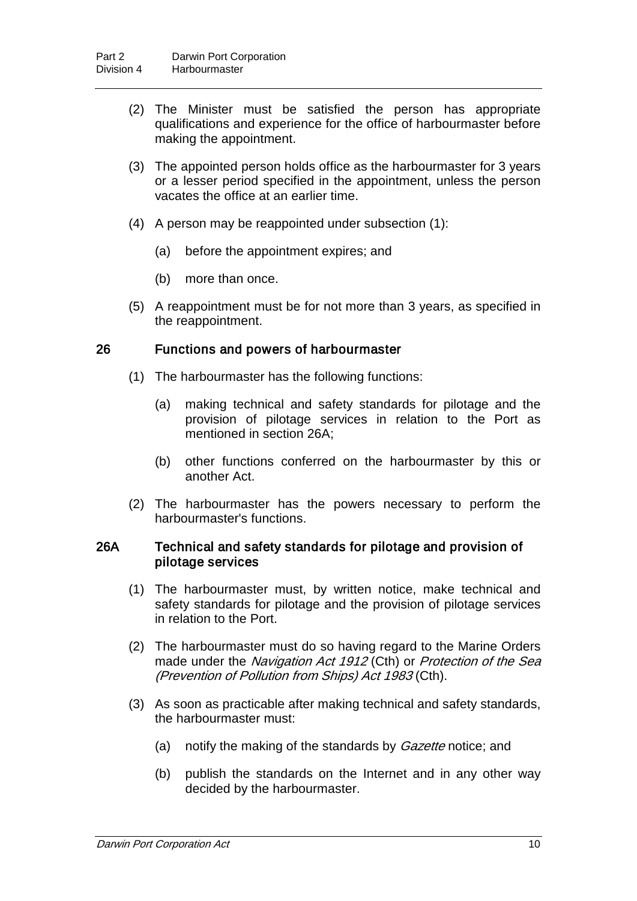(2) The Minister must be satisfied the person has appropriate qualifications and experience for the office of harbourmaster before making the appointment.

(3) The appointed person holds office as the harbourmaster for 3 years or a lesser period specified in the appointment, unless the person vacates the office at an earlier time.

(4) A person may be reappointed under subsection (1):

(a) before the appointment expires; and

(b) more than once.

(5) A reappointment must be for not more than 3 years, as specified in the reappointment.

### 26 Functions and powers of harbourmaster

(1) The harbourmaster has the following functions:

(a) making technical and safety standards for pilotage and the provision of pilotage services in relation to the Port as mentioned in section 26A;

(b) other functions conferred on the harbourmaster by this or another Act.

(2) The harbourmaster has the powers necessary to perform the harbourmaster's functions.

### 26A Technical and safety standards for pilotage and provision of pilotage services

(1) The harbourmaster must, by written notice, make technical and safety standards for pilotage and the provision of pilotage services in relation to the Port.

(2) The harbourmaster must do so having regard to the Marine Orders made under the *Navigation Act 1912* (Cth) or *Protection of the Sea (Prevention of Pollution from Ships) Act 1983* (Cth).

(3) As soon as practicable after making technical and safety standards, the harbourmaster must:

(a) notify the making of the standards by *Gazette* notice; and

(b) publish the standards on the Internet and in any other way decided by the harbourmaster.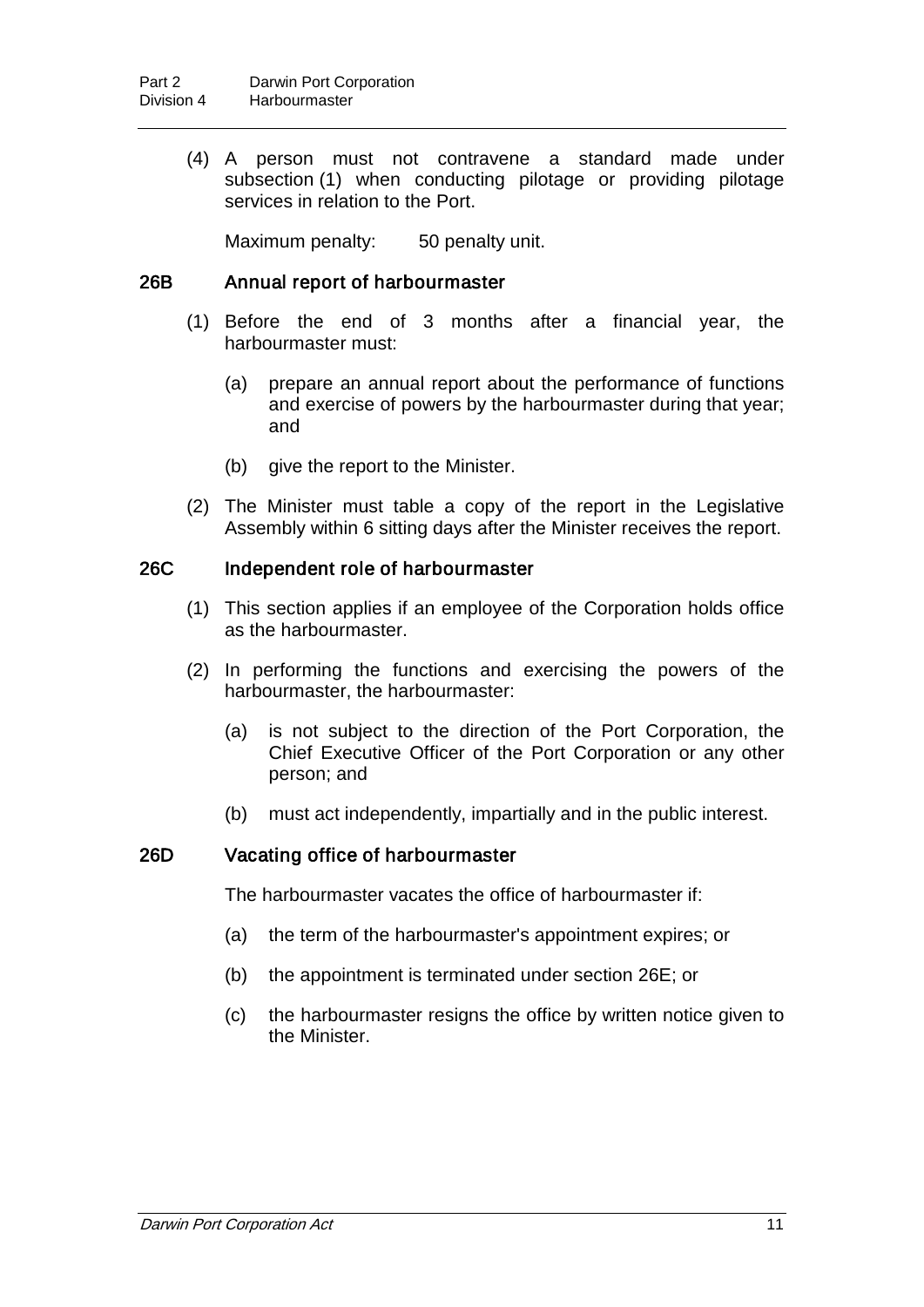(4) A person must not contravene a standard made under subsection (1) when conducting pilotage or providing pilotage services in relation to the Port.

Maximum penalty: 50 penalty unit.

### 26B Annual report of harbourmaster

(1) Before the end of 3 months after a financial year, the harbourmaster must:

(a) prepare an annual report about the performance of functions and exercise of powers by the harbourmaster during that year; and

(b) give the report to the Minister.

(2) The Minister must table a copy of the report in the Legislative Assembly within 6 sitting days after the Minister receives the report.

### 26C Independent role of harbourmaster

(1) This section applies if an employee of the Corporation holds office as the harbourmaster.

(2) In performing the functions and exercising the powers of the harbourmaster, the harbourmaster:

(a) is not subject to the direction of the Port Corporation, the Chief Executive Officer of the Port Corporation or any other person; and

(b) must act independently, impartially and in the public interest.

### 26D Vacating office of harbourmaster

The harbourmaster vacates the office of harbourmaster if:

(a) the term of the harbourmaster's appointment expires; or

(b) the appointment is terminated under section 26E; or

(c) the harbourmaster resigns the office by written notice given to the Minister.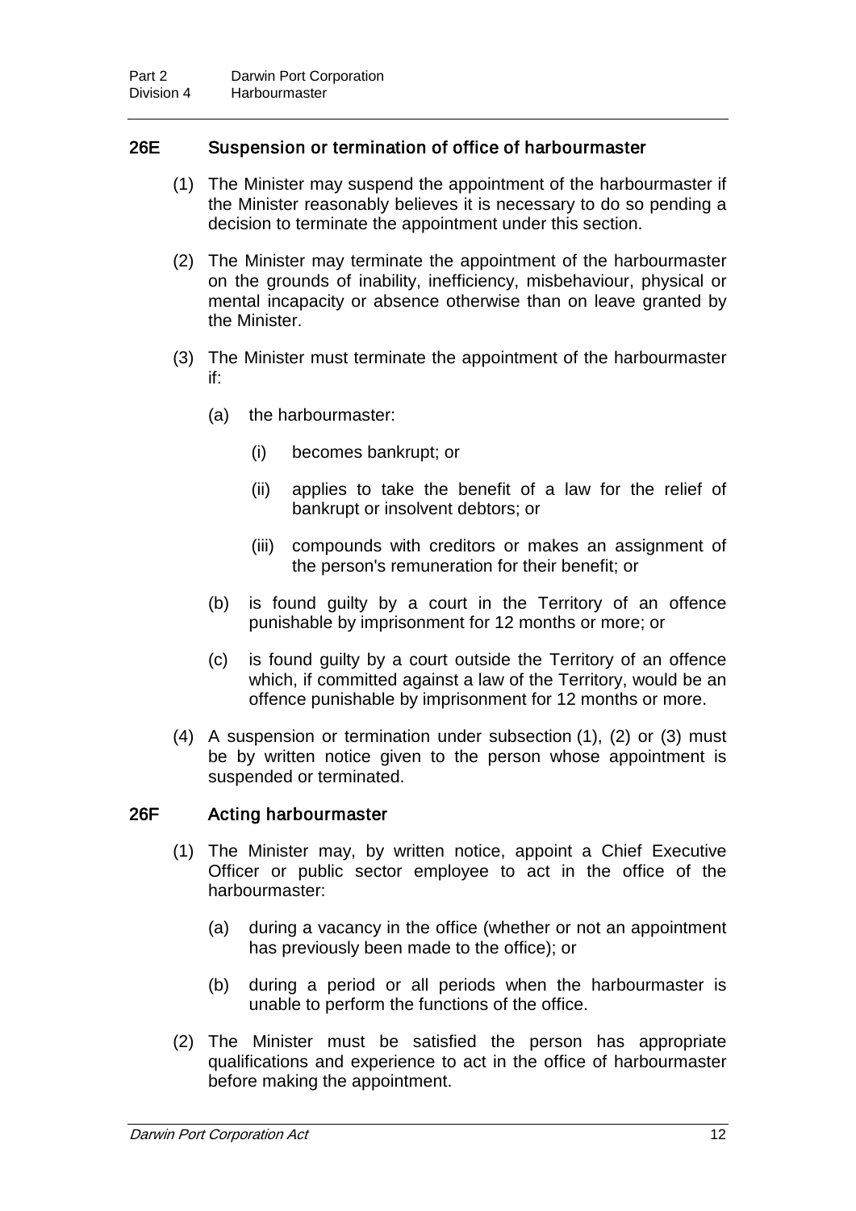### 26E Suspension or termination of office of harbourmaster

(1) The Minister may suspend the appointment of the harbourmaster if the Minister reasonably believes it is necessary to do so pending a decision to terminate the appointment under this section.

(2) The Minister may terminate the appointment of the harbourmaster on the grounds of inability, inefficiency, misbehaviour, physical or mental incapacity or absence otherwise than on leave granted by the Minister.

(3) The Minister must terminate the appointment of the harbourmaster if:

(a) the harbourmaster:

(i) becomes bankrupt; or

(ii) applies to take the benefit of a law for the relief of bankrupt or insolvent debtors; or

(iii) compounds with creditors or makes an assignment of the person's remuneration for their benefit; or

(b) is found guilty by a court in the Territory of an offence punishable by imprisonment for 12 months or more; or

(c) is found guilty by a court outside the Territory of an offence which, if committed against a law of the Territory, would be an offence punishable by imprisonment for 12 months or more.

(4) A suspension or termination under subsection (1), (2) or (3) must be by written notice given to the person whose appointment is suspended or terminated.

### 26F Acting harbourmaster

(1) The Minister may, by written notice, appoint a Chief Executive Officer or public sector employee to act in the office of the harbourmaster:

(a) during a vacancy in the office (whether or not an appointment has previously been made to the office); or

(b) during a period or all periods when the harbourmaster is unable to perform the functions of the office.

(2) The Minister must be satisfied the person has appropriate qualifications and experience to act in the office of harbourmaster before making the appointment.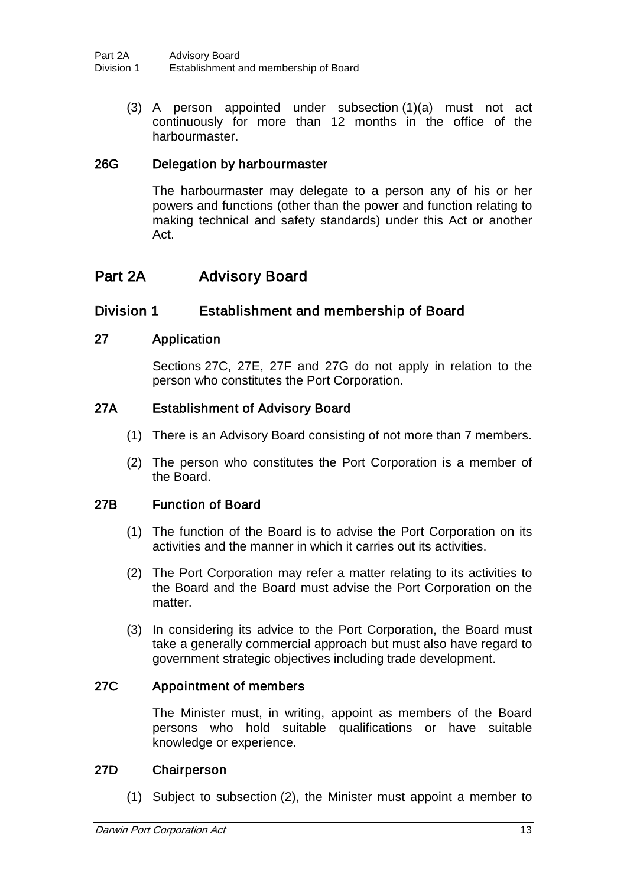(3) A person appointed under subsection (1)(a) must not act continuously for more than 12 months in the office of the harbourmaster.

### 26G Delegation by harbourmaster

The harbourmaster may delegate to a person any of his or her powers and functions (other than the power and function relating to making technical and safety standards) under this Act or another Act.

# Part 2A Advisory Board

## Division 1 Establishment and membership of Board

### 27 Application

Sections 27C, 27E, 27F and 27G do not apply in relation to the person who constitutes the Port Corporation.

### 27A Establishment of Advisory Board

(1) There is an Advisory Board consisting of not more than 7 members.

(2) The person who constitutes the Port Corporation is a member of the Board.

### 27B Function of Board

(1) The function of the Board is to advise the Port Corporation on its activities and the manner in which it carries out its activities.

(2) The Port Corporation may refer a matter relating to its activities to the Board and the Board must advise the Port Corporation on the matter.

(3) In considering its advice to the Port Corporation, the Board must take a generally commercial approach but must also have regard to government strategic objectives including trade development.

### 27C Appointment of members

The Minister must, in writing, appoint as members of the Board persons who hold suitable qualifications or have suitable knowledge or experience.

### 27D Chairperson

(1) Subject to subsection (2), the Minister must appoint a member to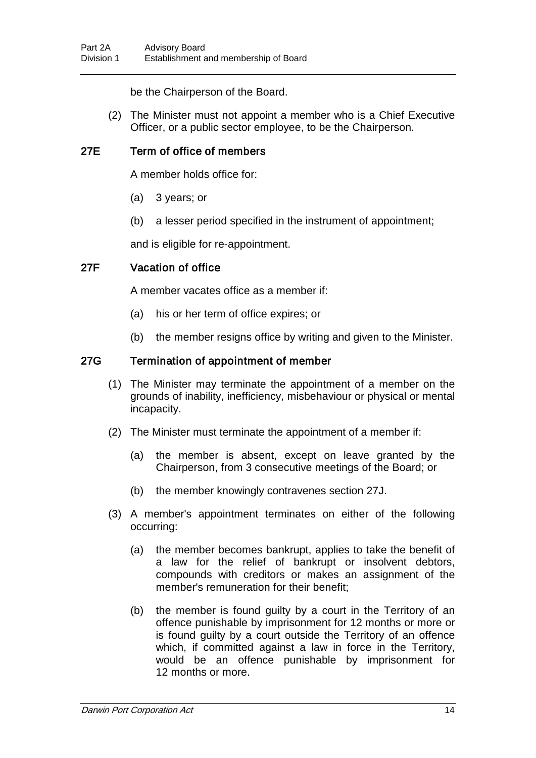be the Chairperson of the Board.

(2) The Minister must not appoint a member who is a Chief Executive Officer, or a public sector employee, to be the Chairperson.

### 27E Term of office of members

A member holds office for:

(a) 3 years; or

(b) a lesser period specified in the instrument of appointment;

and is eligible for re-appointment.

### 27F Vacation of office

A member vacates office as a member if:

(a) his or her term of office expires; or

(b) the member resigns office by writing and given to the Minister.

### 27G Termination of appointment of member

(1) The Minister may terminate the appointment of a member on the grounds of inability, inefficiency, misbehaviour or physical or mental incapacity.

(2) The Minister must terminate the appointment of a member if:

(a) the member is absent, except on leave granted by the Chairperson, from 3 consecutive meetings of the Board; or

(b) the member knowingly contravenes section 27J.

(3) A member's appointment terminates on either of the following occurring:

(a) the member becomes bankrupt, applies to take the benefit of a law for the relief of bankrupt or insolvent debtors, compounds with creditors or makes an assignment of the member's remuneration for their benefit;

(b) the member is found guilty by a court in the Territory of an offence punishable by imprisonment for 12 months or more or is found guilty by a court outside the Territory of an offence which, if committed against a law in force in the Territory, would be an offence punishable by imprisonment for 12 months or more.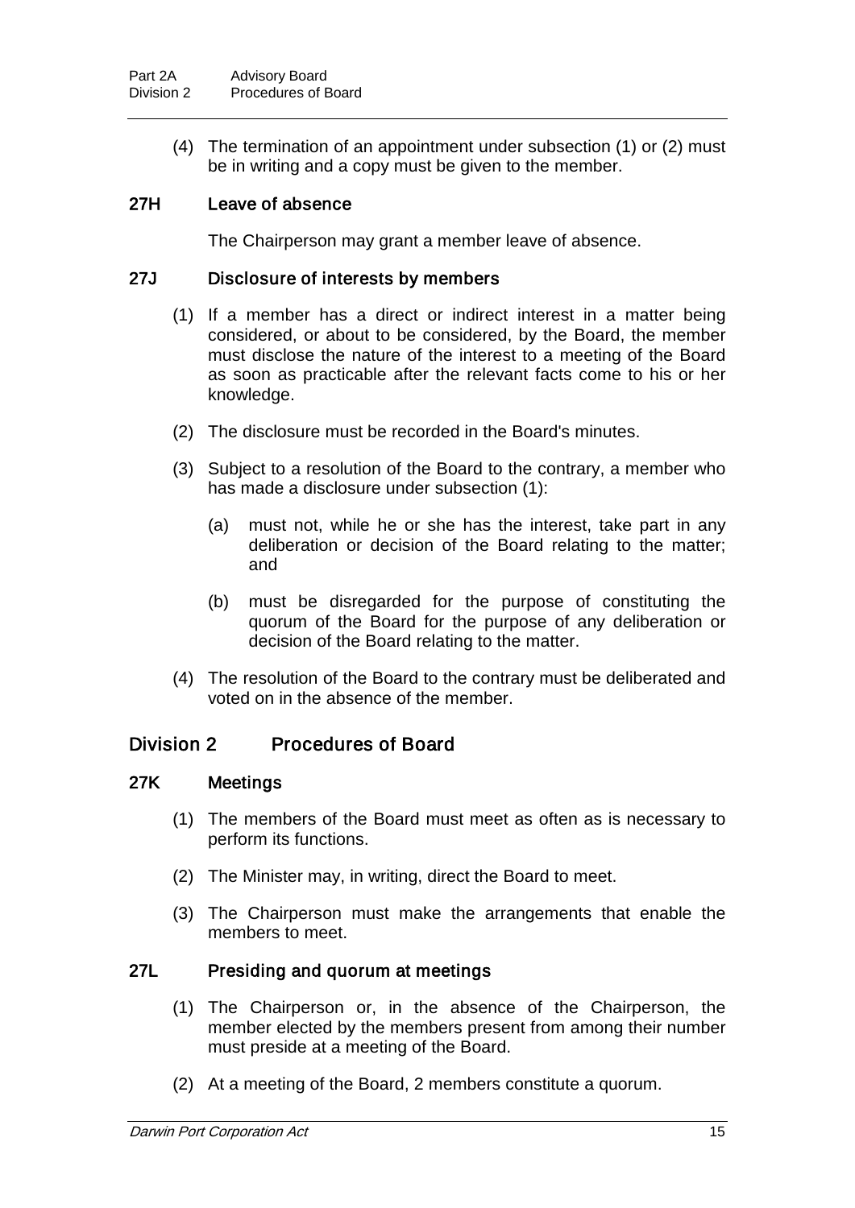(4) The termination of an appointment under subsection (1) or (2) must be in writing and a copy must be given to the member.

### 27H Leave of absence

The Chairperson may grant a member leave of absence.

### 27J Disclosure of interests by members

(1) If a member has a direct or indirect interest in a matter being considered, or about to be considered, by the Board, the member must disclose the nature of the interest to a meeting of the Board as soon as practicable after the relevant facts come to his or her knowledge.

(2) The disclosure must be recorded in the Board's minutes.

(3) Subject to a resolution of the Board to the contrary, a member who has made a disclosure under subsection (1):

(a) must not, while he or she has the interest, take part in any deliberation or decision of the Board relating to the matter; and

(b) must be disregarded for the purpose of constituting the quorum of the Board for the purpose of any deliberation or decision of the Board relating to the matter.

(4) The resolution of the Board to the contrary must be deliberated and voted on in the absence of the member.

## Division 2 Procedures of Board

### 27K Meetings

(1) The members of the Board must meet as often as is necessary to perform its functions.

(2) The Minister may, in writing, direct the Board to meet.

(3) The Chairperson must make the arrangements that enable the members to meet.

### 27L Presiding and quorum at meetings

(1) The Chairperson or, in the absence of the Chairperson, the member elected by the members present from among their number must preside at a meeting of the Board.

(2) At a meeting of the Board, 2 members constitute a quorum.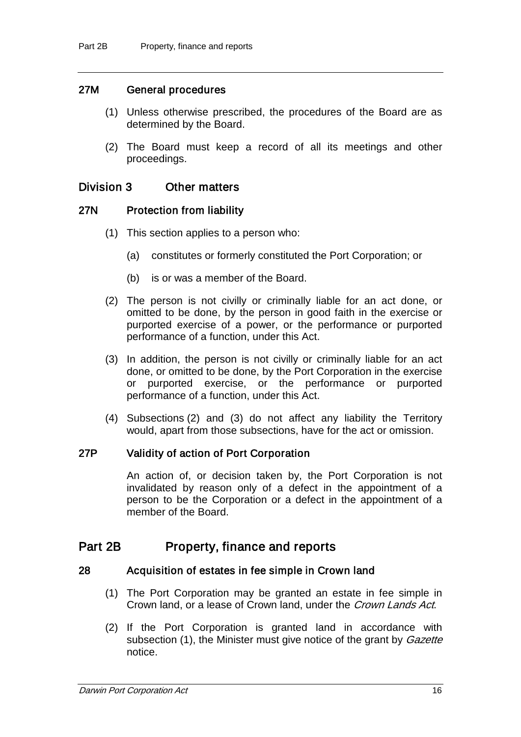### 27M General procedures

(1) Unless otherwise prescribed, the procedures of the Board are as determined by the Board.

(2) The Board must keep a record of all its meetings and other proceedings.

## Division 3 Other matters

### 27N Protection from liability

(1) This section applies to a person who:

(a) constitutes or formerly constituted the Port Corporation; or

(b) is or was a member of the Board.

(2) The person is not civilly or criminally liable for an act done, or omitted to be done, by the person in good faith in the exercise or purported exercise of a power, or the performance or purported performance of a function, under this Act.

(3) In addition, the person is not civilly or criminally liable for an act done, or omitted to be done, by the Port Corporation in the exercise or purported exercise, or the performance or purported performance of a function, under this Act.

(4) Subsections (2) and (3) do not affect any liability the Territory would, apart from those subsections, have for the act or omission.

### 27P Validity of action of Port Corporation

An action of, or decision taken by, the Port Corporation is not invalidated by reason only of a defect in the appointment of a person to be the Corporation or a defect in the appointment of a member of the Board.

# Part 2B Property, finance and reports

### 28 Acquisition of estates in fee simple in Crown land

(1) The Port Corporation may be granted an estate in fee simple in Crown land, or a lease of Crown land, under the *Crown Lands Act*.

(2) If the Port Corporation is granted land in accordance with subsection (1), the Minister must give notice of the grant by *Gazette* notice.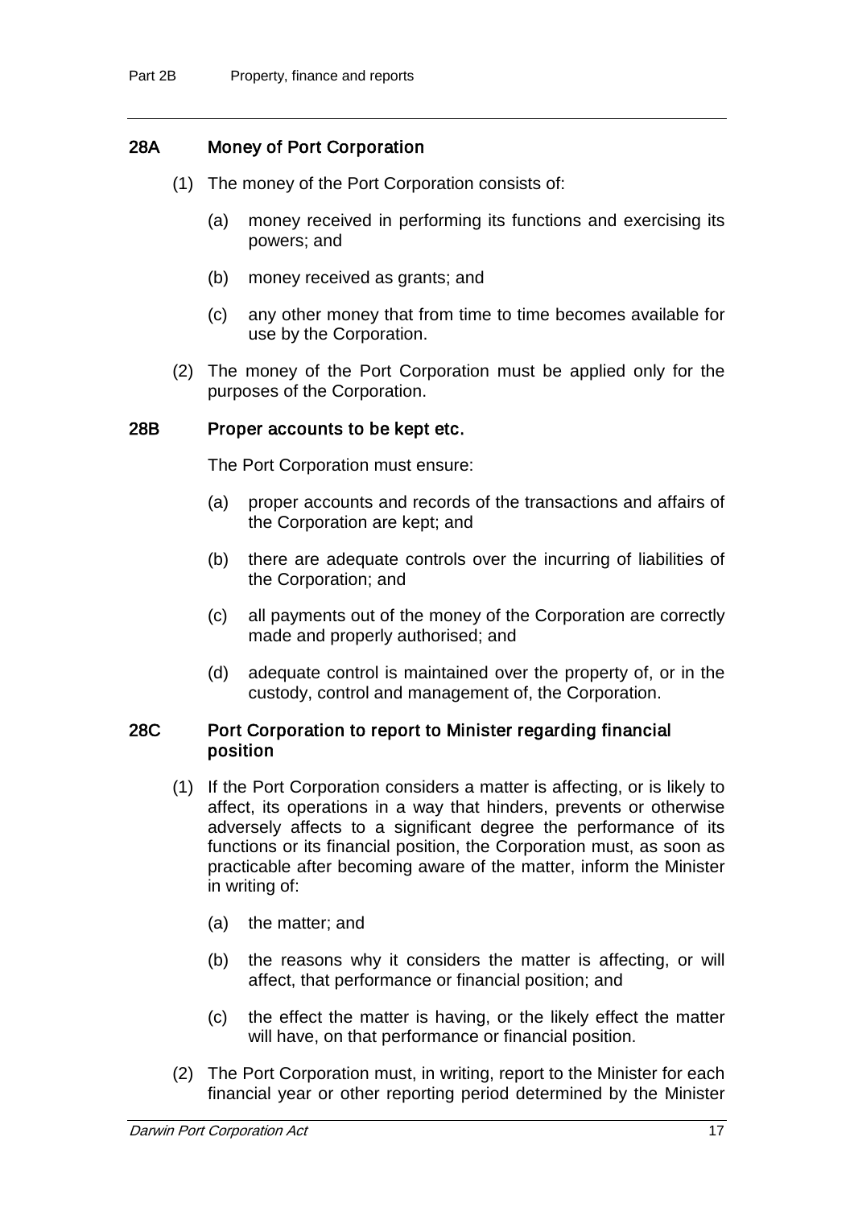### 28A Money of Port Corporation

(1) The money of the Port Corporation consists of:

(a) money received in performing its functions and exercising its powers; and

(b) money received as grants; and

(c) any other money that from time to time becomes available for use by the Corporation.

(2) The money of the Port Corporation must be applied only for the purposes of the Corporation.

### 28B Proper accounts to be kept etc.

The Port Corporation must ensure:

(a) proper accounts and records of the transactions and affairs of the Corporation are kept; and

(b) there are adequate controls over the incurring of liabilities of the Corporation; and

(c) all payments out of the money of the Corporation are correctly made and properly authorised; and

(d) adequate control is maintained over the property of, or in the custody, control and management of, the Corporation.

### 28C Port Corporation to report to Minister regarding financial position

(1) If the Port Corporation considers a matter is affecting, or is likely to affect, its operations in a way that hinders, prevents or otherwise adversely affects to a significant degree the performance of its functions or its financial position, the Corporation must, as soon as practicable after becoming aware of the matter, inform the Minister in writing of:

(a) the matter; and

(b) the reasons why it considers the matter is affecting, or will affect, that performance or financial position; and

(c) the effect the matter is having, or the likely effect the matter will have, on that performance or financial position.

(2) The Port Corporation must, in writing, report to the Minister for each financial year or other reporting period determined by the Minister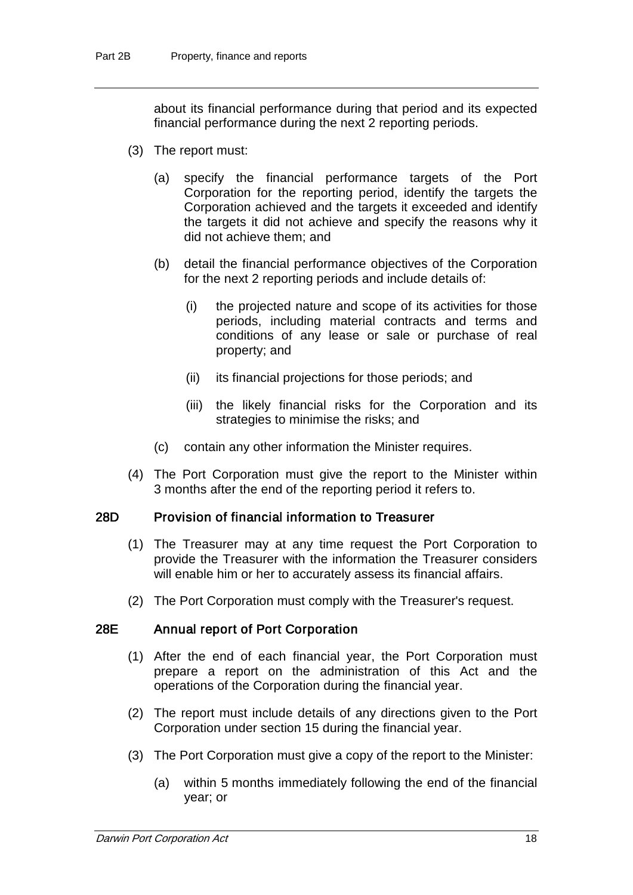about its financial performance during that period and its expected financial performance during the next 2 reporting periods.

(3) The report must:

(a) specify the financial performance targets of the Port Corporation for the reporting period, identify the targets the Corporation achieved and the targets it exceeded and identify the targets it did not achieve and specify the reasons why it did not achieve them; and

(b) detail the financial performance objectives of the Corporation for the next 2 reporting periods and include details of:

(i) the projected nature and scope of its activities for those periods, including material contracts and terms and conditions of any lease or sale or purchase of real property; and

(ii) its financial projections for those periods; and

(iii) the likely financial risks for the Corporation and its strategies to minimise the risks; and

(c) contain any other information the Minister requires.

(4) The Port Corporation must give the report to the Minister within 3 months after the end of the reporting period it refers to.

### 28D Provision of financial information to Treasurer

(1) The Treasurer may at any time request the Port Corporation to provide the Treasurer with the information the Treasurer considers will enable him or her to accurately assess its financial affairs.

(2) The Port Corporation must comply with the Treasurer's request.

### 28E Annual report of Port Corporation

(1) After the end of each financial year, the Port Corporation must prepare a report on the administration of this Act and the operations of the Corporation during the financial year.

(2) The report must include details of any directions given to the Port Corporation under section 15 during the financial year.

(3) The Port Corporation must give a copy of the report to the Minister:

(a) within 5 months immediately following the end of the financial year; or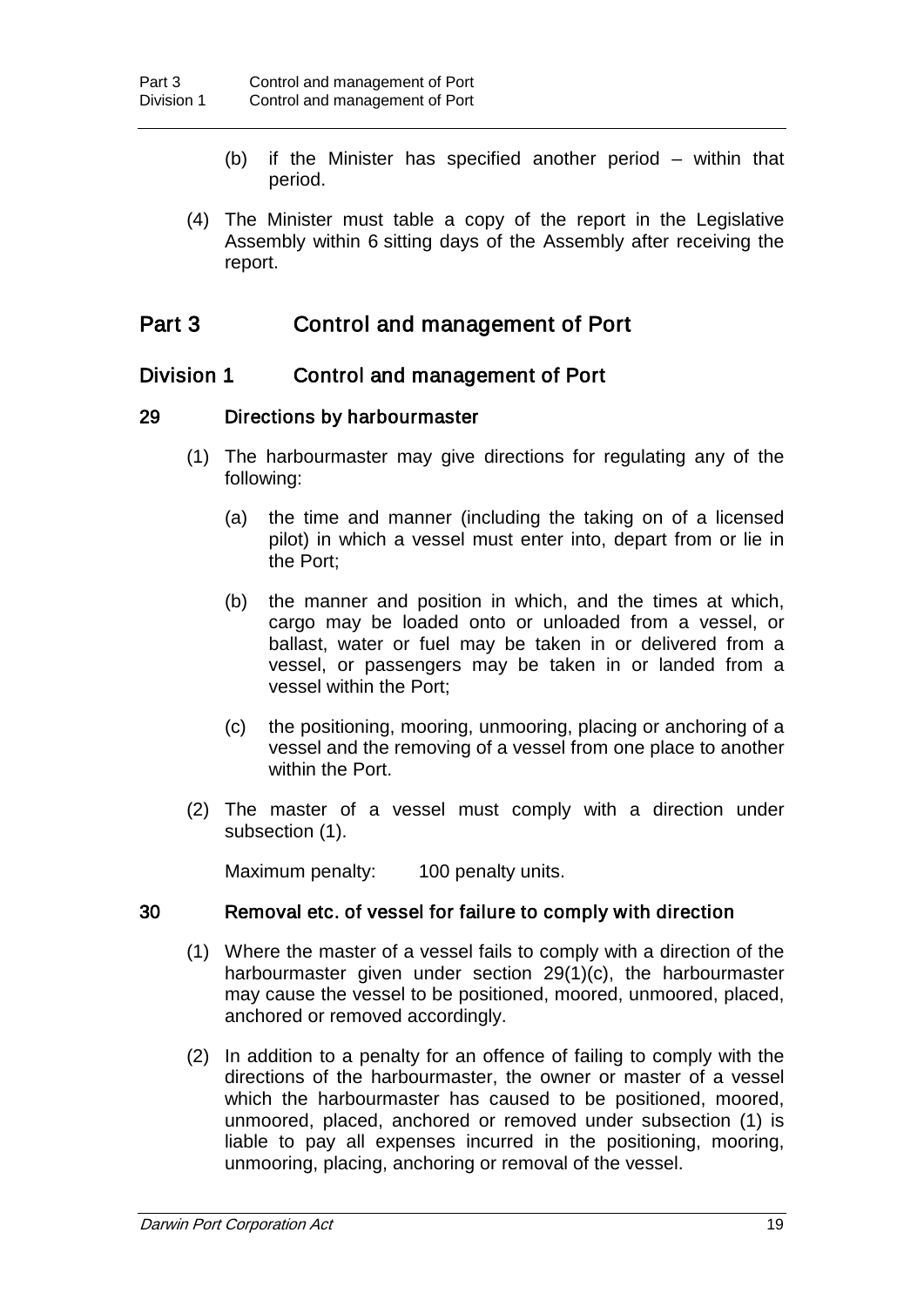(b) if the Minister has specified another period – within that period.

(4) The Minister must table a copy of the report in the Legislative Assembly within 6 sitting days of the Assembly after receiving the report.

# Part 3 Control and management of Port

## Division 1 Control and management of Port

### 29 Directions by harbourmaster

(1) The harbourmaster may give directions for regulating any of the following:

(a) the time and manner (including the taking on of a licensed pilot) in which a vessel must enter into, depart from or lie in the Port;

(b) the manner and position in which, and the times at which, cargo may be loaded onto or unloaded from a vessel, or ballast, water or fuel may be taken in or delivered from a vessel, or passengers may be taken in or landed from a vessel within the Port;

(c) the positioning, mooring, unmooring, placing or anchoring of a vessel and the removing of a vessel from one place to another within the Port.

(2) The master of a vessel must comply with a direction under subsection (1).

Maximum penalty: 100 penalty units.

### 30 Removal etc. of vessel for failure to comply with direction

(1) Where the master of a vessel fails to comply with a direction of the harbourmaster given under section 29(1)(c), the harbourmaster may cause the vessel to be positioned, moored, unmoored, placed, anchored or removed accordingly.

(2) In addition to a penalty for an offence of failing to comply with the directions of the harbourmaster, the owner or master of a vessel which the harbourmaster has caused to be positioned, moored, unmoored, placed, anchored or removed under subsection (1) is liable to pay all expenses incurred in the positioning, mooring, unmooring, placing, anchoring or removal of the vessel.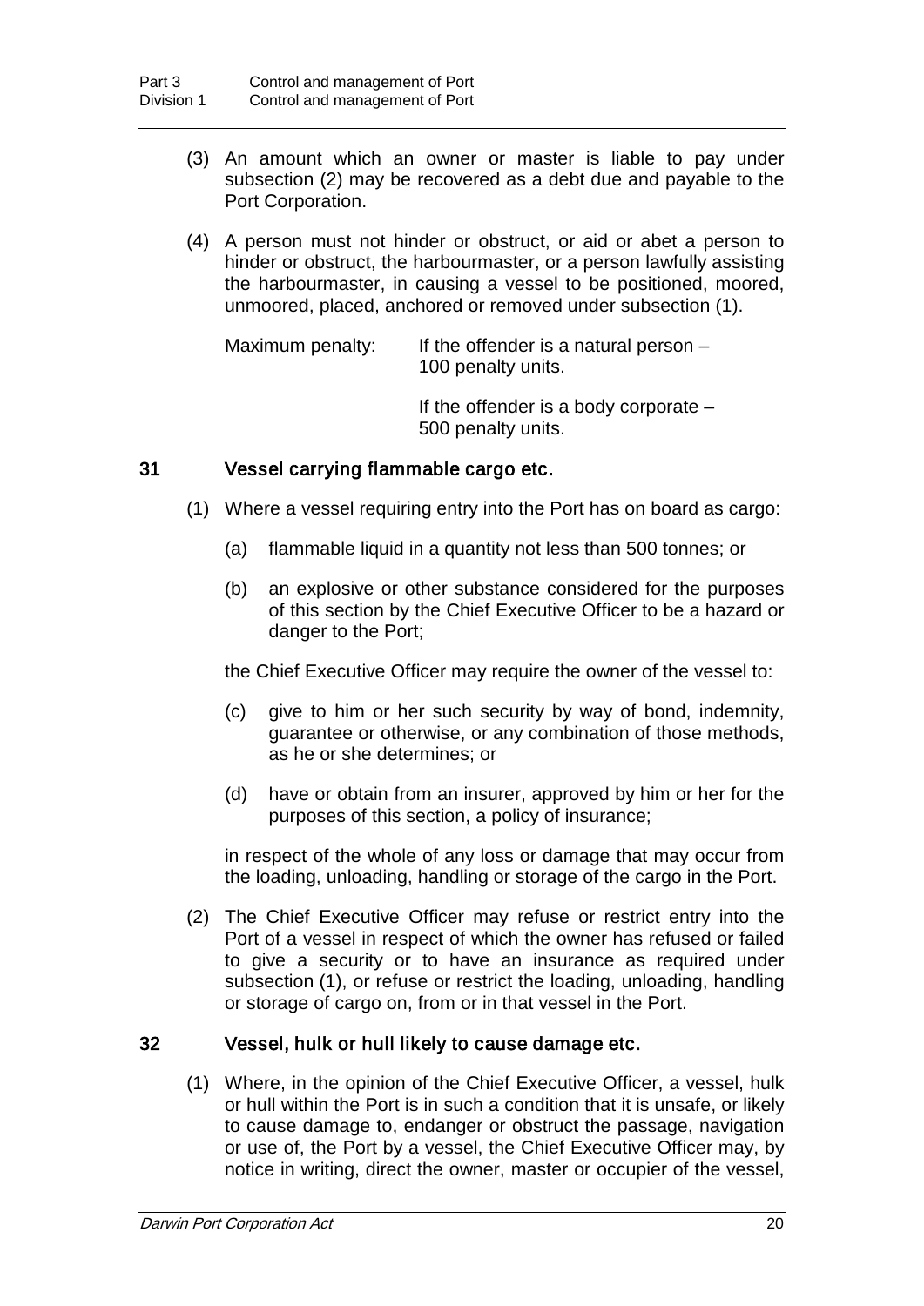(3) An amount which an owner or master is liable to pay under subsection (2) may be recovered as a debt due and payable to the Port Corporation.

(4) A person must not hinder or obstruct, or aid or abet a person to hinder or obstruct, the harbourmaster, or a person lawfully assisting the harbourmaster, in causing a vessel to be positioned, moored, unmoored, placed, anchored or removed under subsection (1).

Maximum penalty: If the offender is a natural person – 100 penalty units.

If the offender is a body corporate – 500 penalty units.

### 31 Vessel carrying flammable cargo etc.

(1) Where a vessel requiring entry into the Port has on board as cargo:

(a) flammable liquid in a quantity not less than 500 tonnes; or

(b) an explosive or other substance considered for the purposes of this section by the Chief Executive Officer to be a hazard or danger to the Port;

the Chief Executive Officer may require the owner of the vessel to:

(c) give to him or her such security by way of bond, indemnity, guarantee or otherwise, or any combination of those methods, as he or she determines; or

(d) have or obtain from an insurer, approved by him or her for the purposes of this section, a policy of insurance;

in respect of the whole of any loss or damage that may occur from the loading, unloading, handling or storage of the cargo in the Port.

(2) The Chief Executive Officer may refuse or restrict entry into the Port of a vessel in respect of which the owner has refused or failed to give a security or to have an insurance as required under subsection (1), or refuse or restrict the loading, unloading, handling or storage of cargo on, from or in that vessel in the Port.

### 32 Vessel, hulk or hull likely to cause damage etc.

(1) Where, in the opinion of the Chief Executive Officer, a vessel, hulk or hull within the Port is in such a condition that it is unsafe, or likely to cause damage to, endanger or obstruct the passage, navigation or use of, the Port by a vessel, the Chief Executive Officer may, by notice in writing, direct the owner, master or occupier of the vessel,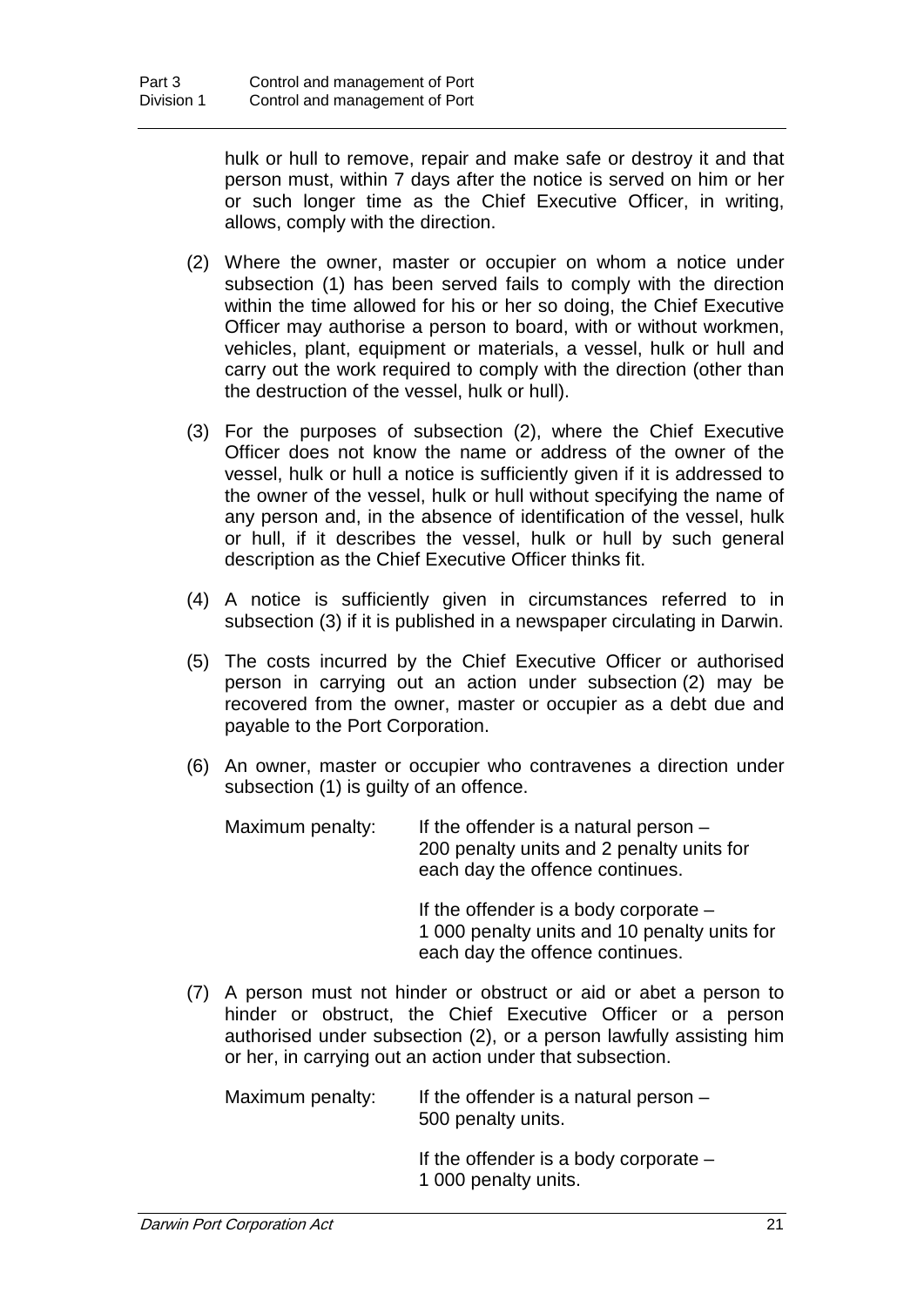hulk or hull to remove, repair and make safe or destroy it and that person must, within 7 days after the notice is served on him or her or such longer time as the Chief Executive Officer, in writing, allows, comply with the direction.

(2) Where the owner, master or occupier on whom a notice under subsection (1) has been served fails to comply with the direction within the time allowed for his or her so doing, the Chief Executive Officer may authorise a person to board, with or without workmen, vehicles, plant, equipment or materials, a vessel, hulk or hull and carry out the work required to comply with the direction (other than the destruction of the vessel, hulk or hull).

(3) For the purposes of subsection (2), where the Chief Executive Officer does not know the name or address of the owner of the vessel, hulk or hull a notice is sufficiently given if it is addressed to the owner of the vessel, hulk or hull without specifying the name of any person and, in the absence of identification of the vessel, hulk or hull, if it describes the vessel, hulk or hull by such general description as the Chief Executive Officer thinks fit.

(4) A notice is sufficiently given in circumstances referred to in subsection (3) if it is published in a newspaper circulating in Darwin.

(5) The costs incurred by the Chief Executive Officer or authorised person in carrying out an action under subsection (2) may be recovered from the owner, master or occupier as a debt due and payable to the Port Corporation.

(6) An owner, master or occupier who contravenes a direction under subsection (1) is guilty of an offence.

Maximum penalty: If the offender is a natural person – 200 penalty units and 2 penalty units for each day the offence continues.

If the offender is a body corporate – 1 000 penalty units and 10 penalty units for each day the offence continues.

(7) A person must not hinder or obstruct or aid or abet a person to hinder or obstruct, the Chief Executive Officer or a person authorised under subsection (2), or a person lawfully assisting him or her, in carrying out an action under that subsection.

Maximum penalty: If the offender is a natural person – 500 penalty units.

If the offender is a body corporate – 1 000 penalty units.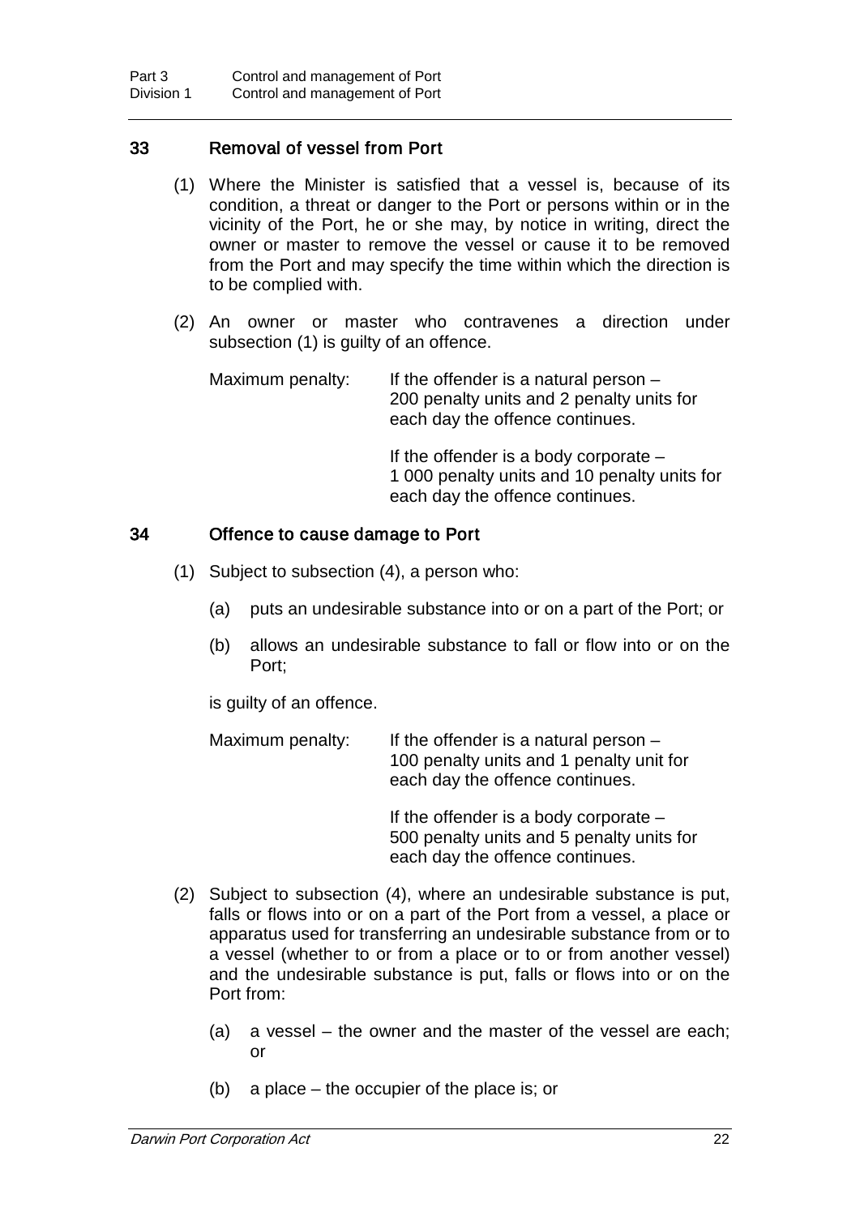### 33 Removal of vessel from Port

(1) Where the Minister is satisfied that a vessel is, because of its condition, a threat or danger to the Port or persons within or in the vicinity of the Port, he or she may, by notice in writing, direct the owner or master to remove the vessel or cause it to be removed from the Port and may specify the time within which the direction is to be complied with.

(2) An owner or master who contravenes a direction under subsection (1) is guilty of an offence.

Maximum penalty: If the offender is a natural person – 200 penalty units and 2 penalty units for each day the offence continues.

If the offender is a body corporate – 1 000 penalty units and 10 penalty units for each day the offence continues.

### 34 Offence to cause damage to Port

(1) Subject to subsection (4), a person who:

(a) puts an undesirable substance into or on a part of the Port; or

(b) allows an undesirable substance to fall or flow into or on the Port;

is guilty of an offence.

Maximum penalty: If the offender is a natural person – 100 penalty units and 1 penalty unit for each day the offence continues.

If the offender is a body corporate – 500 penalty units and 5 penalty units for each day the offence continues.

(2) Subject to subsection (4), where an undesirable substance is put, falls or flows into or on a part of the Port from a vessel, a place or apparatus used for transferring an undesirable substance from or to a vessel (whether to or from a place or to or from another vessel) and the undesirable substance is put, falls or flows into or on the Port from:

(a) a vessel – the owner and the master of the vessel are each; or

(b) a place – the occupier of the place is; or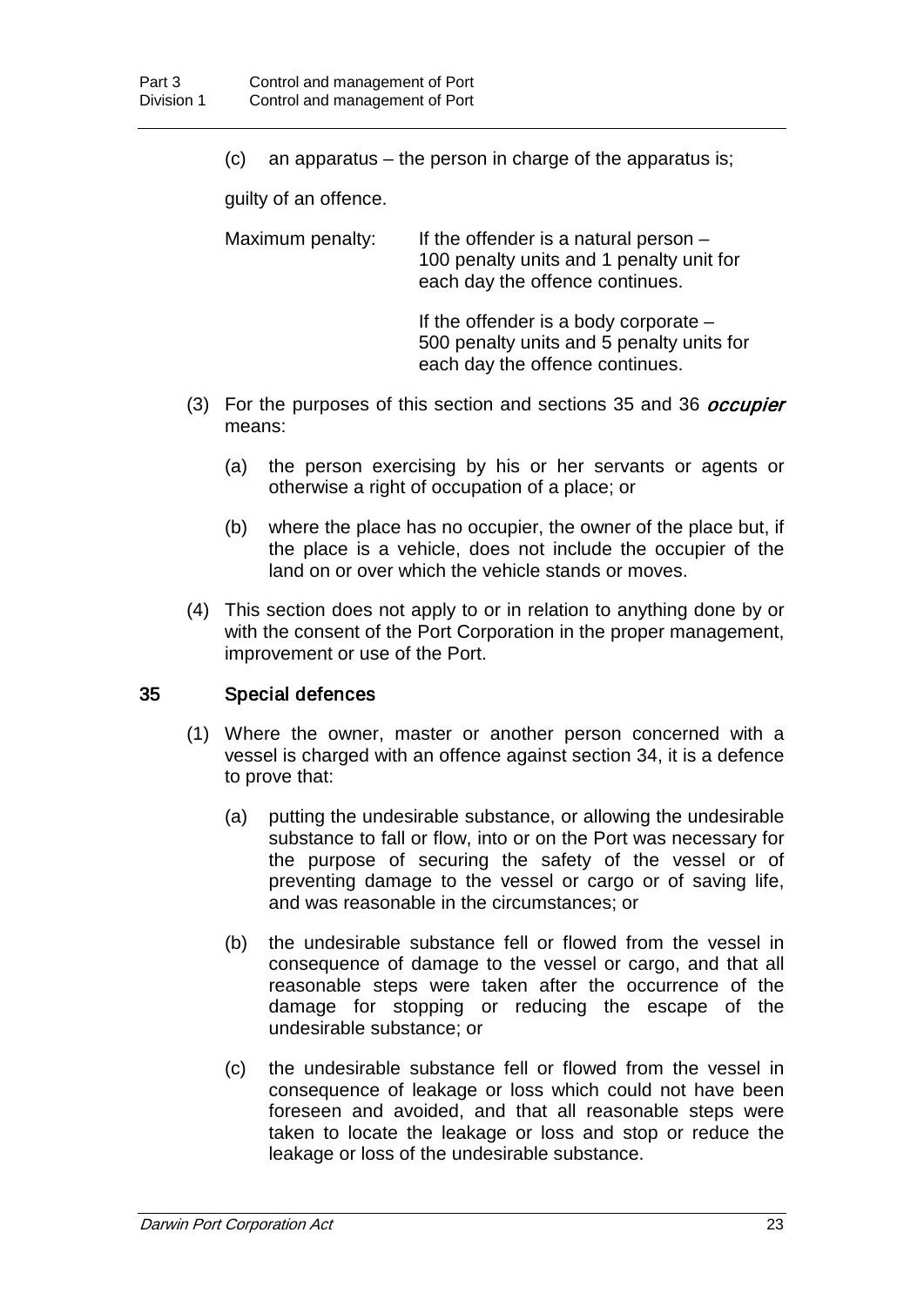(c) an apparatus – the person in charge of the apparatus is;

guilty of an offence.

Maximum penalty: If the offender is a natural person – 100 penalty units and 1 penalty unit for each day the offence continues.

If the offender is a body corporate – 500 penalty units and 5 penalty units for each day the offence continues.

(3) For the purposes of this section and sections 35 and 36 ***occupier*** means:

(a) the person exercising by his or her servants or agents or otherwise a right of occupation of a place; or

(b) where the place has no occupier, the owner of the place but, if the place is a vehicle, does not include the occupier of the land on or over which the vehicle stands or moves.

(4) This section does not apply to or in relation to anything done by or with the consent of the Port Corporation in the proper management, improvement or use of the Port.

### 35 Special defences

(1) Where the owner, master or another person concerned with a vessel is charged with an offence against section 34, it is a defence to prove that:

(a) putting the undesirable substance, or allowing the undesirable substance to fall or flow, into or on the Port was necessary for the purpose of securing the safety of the vessel or of preventing damage to the vessel or cargo or of saving life, and was reasonable in the circumstances; or

(b) the undesirable substance fell or flowed from the vessel in consequence of damage to the vessel or cargo, and that all reasonable steps were taken after the occurrence of the damage for stopping or reducing the escape of the undesirable substance; or

(c) the undesirable substance fell or flowed from the vessel in consequence of leakage or loss which could not have been foreseen and avoided, and that all reasonable steps were taken to locate the leakage or loss and stop or reduce the leakage or loss of the undesirable substance.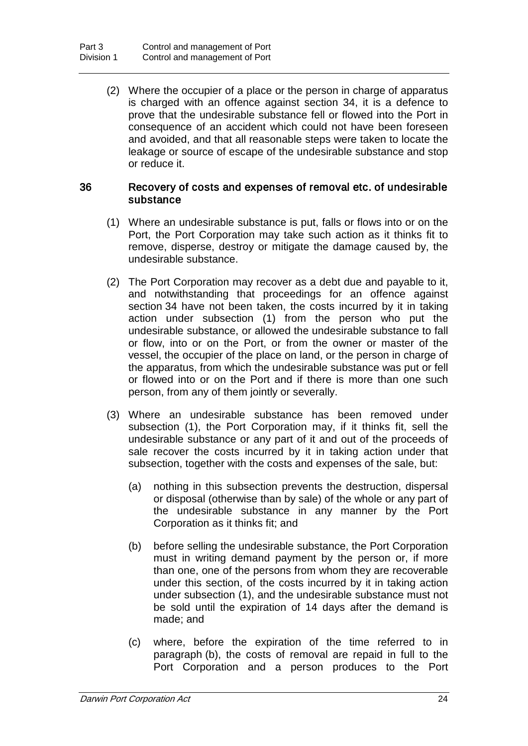(2) Where the occupier of a place or the person in charge of apparatus is charged with an offence against section 34, it is a defence to prove that the undesirable substance fell or flowed into the Port in consequence of an accident which could not have been foreseen and avoided, and that all reasonable steps were taken to locate the leakage or source of escape of the undesirable substance and stop or reduce it.

### 36 Recovery of costs and expenses of removal etc. of undesirable substance

(1) Where an undesirable substance is put, falls or flows into or on the Port, the Port Corporation may take such action as it thinks fit to remove, disperse, destroy or mitigate the damage caused by, the undesirable substance.

(2) The Port Corporation may recover as a debt due and payable to it, and notwithstanding that proceedings for an offence against section 34 have not been taken, the costs incurred by it in taking action under subsection (1) from the person who put the undesirable substance, or allowed the undesirable substance to fall or flow, into or on the Port, or from the owner or master of the vessel, the occupier of the place on land, or the person in charge of the apparatus, from which the undesirable substance was put or fell or flowed into or on the Port and if there is more than one such person, from any of them jointly or severally.

(3) Where an undesirable substance has been removed under subsection (1), the Port Corporation may, if it thinks fit, sell the undesirable substance or any part of it and out of the proceeds of sale recover the costs incurred by it in taking action under that subsection, together with the costs and expenses of the sale, but:

(a) nothing in this subsection prevents the destruction, dispersal or disposal (otherwise than by sale) of the whole or any part of the undesirable substance in any manner by the Port Corporation as it thinks fit; and

(b) before selling the undesirable substance, the Port Corporation must in writing demand payment by the person or, if more than one, one of the persons from whom they are recoverable under this section, of the costs incurred by it in taking action under subsection (1), and the undesirable substance must not be sold until the expiration of 14 days after the demand is made; and

(c) where, before the expiration of the time referred to in paragraph (b), the costs of removal are repaid in full to the Port Corporation and a person produces to the Port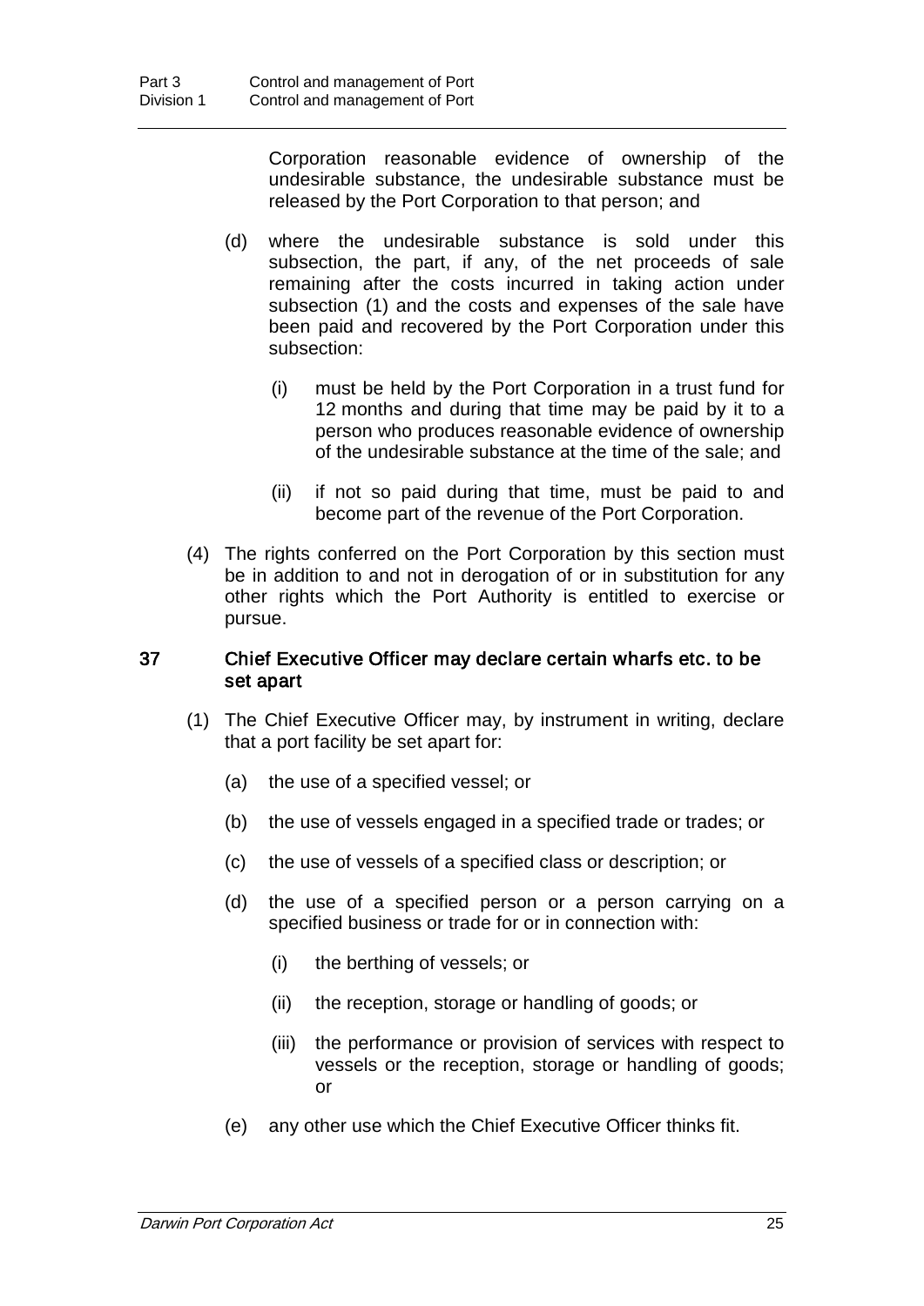Corporation reasonable evidence of ownership of the undesirable substance, the undesirable substance must be released by the Port Corporation to that person; and

(d) where the undesirable substance is sold under this subsection, the part, if any, of the net proceeds of sale remaining after the costs incurred in taking action under subsection (1) and the costs and expenses of the sale have been paid and recovered by the Port Corporation under this subsection:

(i) must be held by the Port Corporation in a trust fund for 12 months and during that time may be paid by it to a person who produces reasonable evidence of ownership of the undesirable substance at the time of the sale; and

(ii) if not so paid during that time, must be paid to and become part of the revenue of the Port Corporation.

(4) The rights conferred on the Port Corporation by this section must be in addition to and not in derogation of or in substitution for any other rights which the Port Authority is entitled to exercise or pursue.

### 37 Chief Executive Officer may declare certain wharfs etc. to be set apart

(1) The Chief Executive Officer may, by instrument in writing, declare that a port facility be set apart for:

(a) the use of a specified vessel; or

(b) the use of vessels engaged in a specified trade or trades; or

(c) the use of vessels of a specified class or description; or

(d) the use of a specified person or a person carrying on a specified business or trade for or in connection with:

(i) the berthing of vessels; or

(ii) the reception, storage or handling of goods; or

(iii) the performance or provision of services with respect to vessels or the reception, storage or handling of goods; or

(e) any other use which the Chief Executive Officer thinks fit.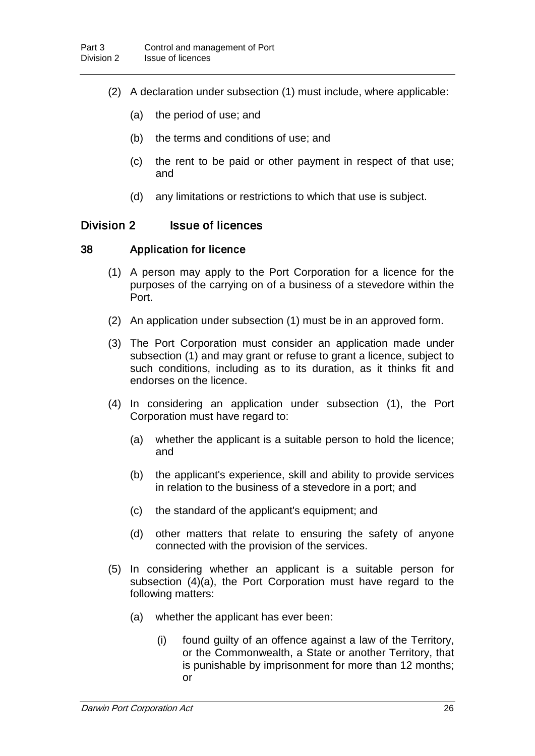(2) A declaration under subsection (1) must include, where applicable:

(a) the period of use; and

(b) the terms and conditions of use; and

(c) the rent to be paid or other payment in respect of that use; and

(d) any limitations or restrictions to which that use is subject.

## Division 2 Issue of licences

### 38 Application for licence

(1) A person may apply to the Port Corporation for a licence for the purposes of the carrying on of a business of a stevedore within the Port.

(2) An application under subsection (1) must be in an approved form.

(3) The Port Corporation must consider an application made under subsection (1) and may grant or refuse to grant a licence, subject to such conditions, including as to its duration, as it thinks fit and endorses on the licence.

(4) In considering an application under subsection (1), the Port Corporation must have regard to:

(a) whether the applicant is a suitable person to hold the licence; and

(b) the applicant's experience, skill and ability to provide services in relation to the business of a stevedore in a port; and

(c) the standard of the applicant's equipment; and

(d) other matters that relate to ensuring the safety of anyone connected with the provision of the services.

(5) In considering whether an applicant is a suitable person for subsection (4)(a), the Port Corporation must have regard to the following matters:

(a) whether the applicant has ever been:

(i) found guilty of an offence against a law of the Territory, or the Commonwealth, a State or another Territory, that is punishable by imprisonment for more than 12 months; or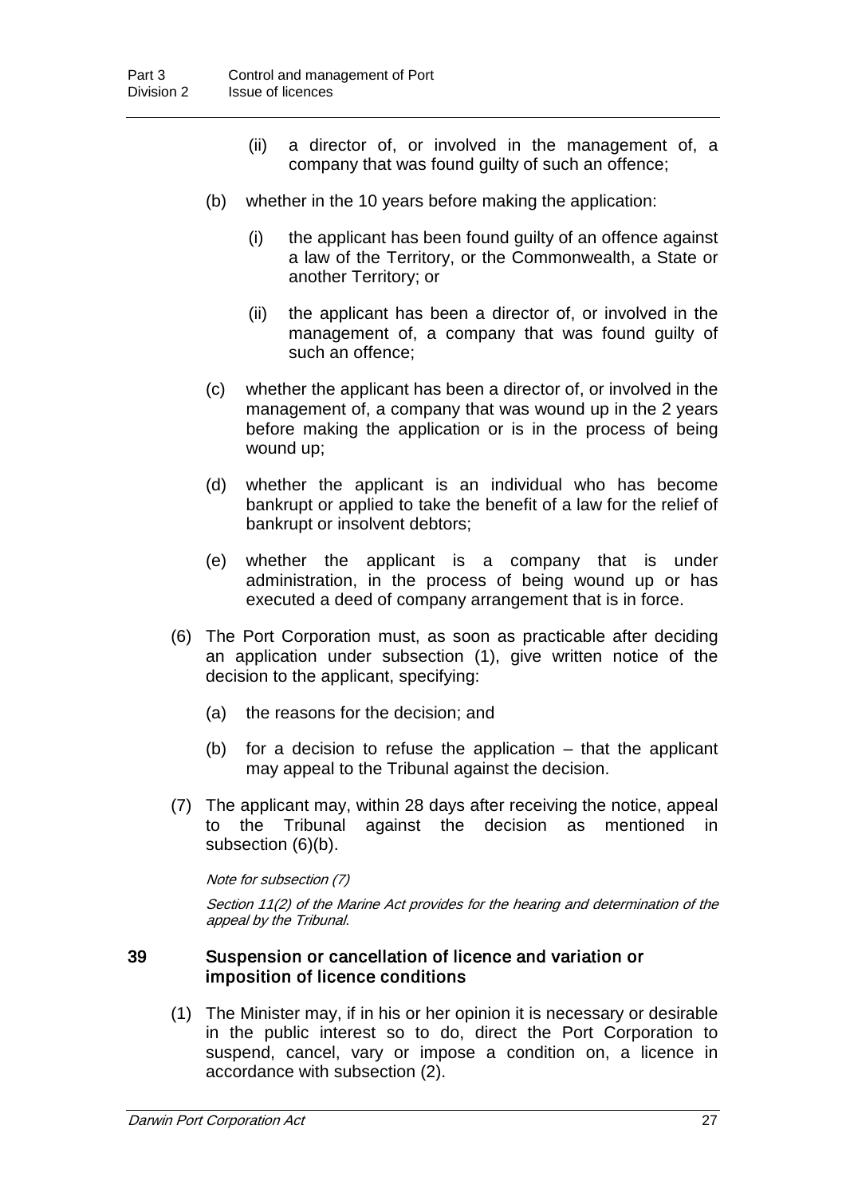(ii) a director of, or involved in the management of, a company that was found guilty of such an offence;

(b) whether in the 10 years before making the application:

(i) the applicant has been found guilty of an offence against a law of the Territory, or the Commonwealth, a State or another Territory; or

(ii) the applicant has been a director of, or involved in the management of, a company that was found guilty of such an offence;

(c) whether the applicant has been a director of, or involved in the management of, a company that was wound up in the 2 years before making the application or is in the process of being wound up;

(d) whether the applicant is an individual who has become bankrupt or applied to take the benefit of a law for the relief of bankrupt or insolvent debtors;

(e) whether the applicant is a company that is under administration, in the process of being wound up or has executed a deed of company arrangement that is in force.

(6) The Port Corporation must, as soon as practicable after deciding an application under subsection (1), give written notice of the decision to the applicant, specifying:

(a) the reasons for the decision; and

(b) for a decision to refuse the application – that the applicant may appeal to the Tribunal against the decision.

(7) The applicant may, within 28 days after receiving the notice, appeal to the Tribunal against the decision as mentioned in subsection (6)(b).

*Note for subsection (7)*

*Section 11(2) of the Marine Act provides for the hearing and determination of the appeal by the Tribunal.*

### 39 Suspension or cancellation of licence and variation or imposition of licence conditions

(1) The Minister may, if in his or her opinion it is necessary or desirable in the public interest so to do, direct the Port Corporation to suspend, cancel, vary or impose a condition on, a licence in accordance with subsection (2).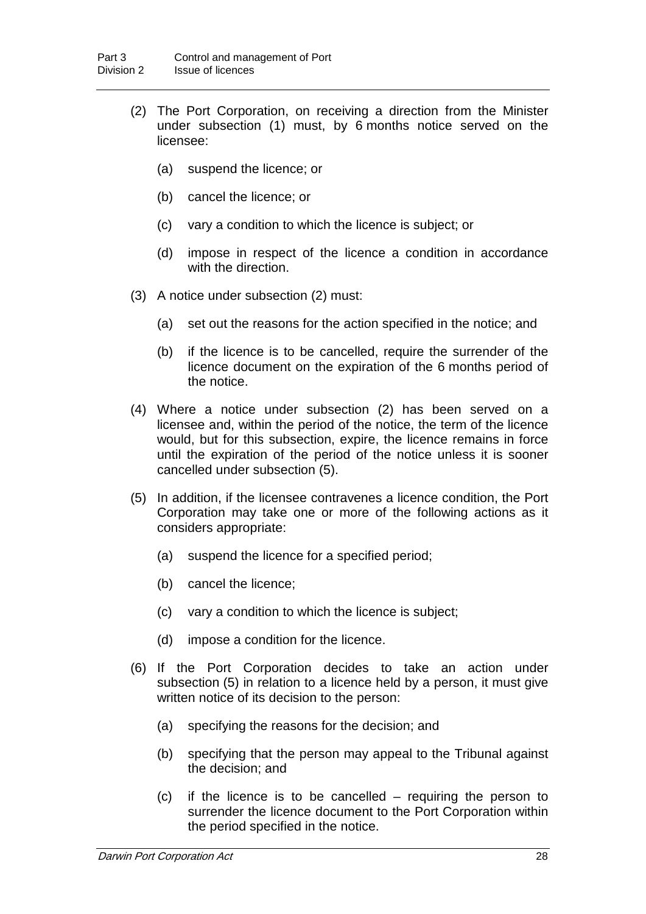(2) The Port Corporation, on receiving a direction from the Minister under subsection (1) must, by 6 months notice served on the licensee:

  (a) suspend the licence; or

  (b) cancel the licence; or

  (c) vary a condition to which the licence is subject; or

  (d) impose in respect of the licence a condition in accordance with the direction.

(3) A notice under subsection (2) must:

  (a) set out the reasons for the action specified in the notice; and

  (b) if the licence is to be cancelled, require the surrender of the licence document on the expiration of the 6 months period of the notice.

(4) Where a notice under subsection (2) has been served on a licensee and, within the period of the notice, the term of the licence would, but for this subsection, expire, the licence remains in force until the expiration of the period of the notice unless it is sooner cancelled under subsection (5).

(5) In addition, if the licensee contravenes a licence condition, the Port Corporation may take one or more of the following actions as it considers appropriate:

  (a) suspend the licence for a specified period;

  (b) cancel the licence;

  (c) vary a condition to which the licence is subject;

  (d) impose a condition for the licence.

(6) If the Port Corporation decides to take an action under subsection (5) in relation to a licence held by a person, it must give written notice of its decision to the person:

  (a) specifying the reasons for the decision; and

  (b) specifying that the person may appeal to the Tribunal against the decision; and

  (c) if the licence is to be cancelled – requiring the person to surrender the licence document to the Port Corporation within the period specified in the notice.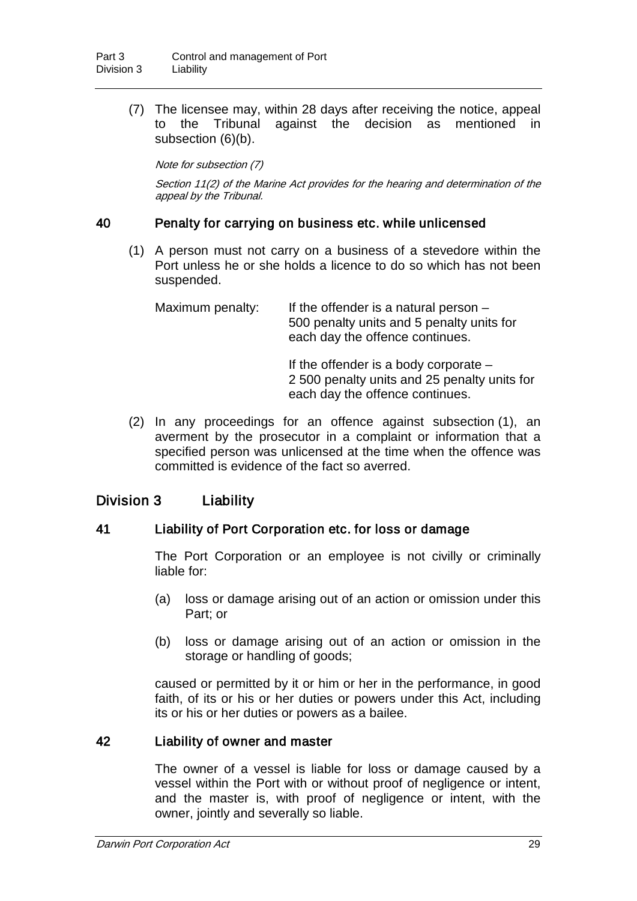(7) The licensee may, within 28 days after receiving the notice, appeal to the Tribunal against the decision as mentioned in subsection (6)(b).

*Note for subsection (7)*

*Section 11(2) of the Marine Act provides for the hearing and determination of the appeal by the Tribunal.*

### 40 Penalty for carrying on business etc. while unlicensed

(1) A person must not carry on a business of a stevedore within the Port unless he or she holds a licence to do so which has not been suspended.

Maximum penalty: If the offender is a natural person – 500 penalty units and 5 penalty units for each day the offence continues.

If the offender is a body corporate – 2 500 penalty units and 25 penalty units for each day the offence continues.

(2) In any proceedings for an offence against subsection (1), an averment by the prosecutor in a complaint or information that a specified person was unlicensed at the time when the offence was committed is evidence of the fact so averred.

## Division 3 Liability

### 41 Liability of Port Corporation etc. for loss or damage

The Port Corporation or an employee is not civilly or criminally liable for:

(a) loss or damage arising out of an action or omission under this Part; or

(b) loss or damage arising out of an action or omission in the storage or handling of goods;

caused or permitted by it or him or her in the performance, in good faith, of its or his or her duties or powers under this Act, including its or his or her duties or powers as a bailee.

### 42 Liability of owner and master

The owner of a vessel is liable for loss or damage caused by a vessel within the Port with or without proof of negligence or intent, and the master is, with proof of negligence or intent, with the owner, jointly and severally so liable.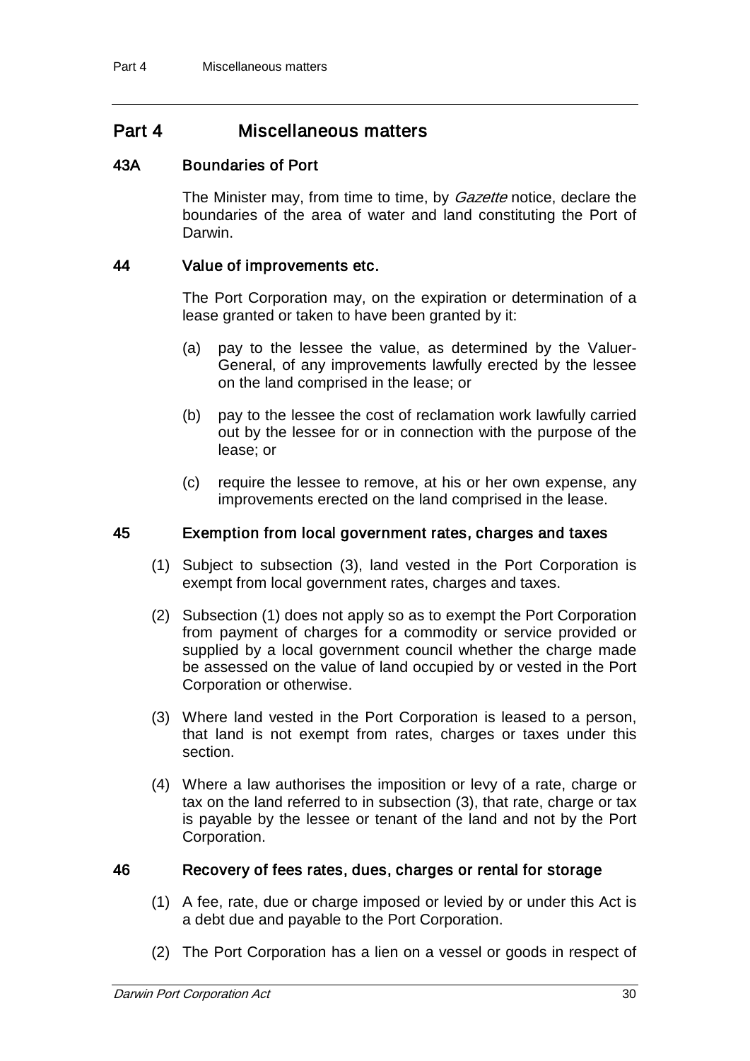# Part 4 Miscellaneous matters

### 43A Boundaries of Port

The Minister may, from time to time, by *Gazette* notice, declare the boundaries of the area of water and land constituting the Port of Darwin.

### 44 Value of improvements etc.

The Port Corporation may, on the expiration or determination of a lease granted or taken to have been granted by it:

(a) pay to the lessee the value, as determined by the Valuer-General, of any improvements lawfully erected by the lessee on the land comprised in the lease; or

(b) pay to the lessee the cost of reclamation work lawfully carried out by the lessee for or in connection with the purpose of the lease; or

(c) require the lessee to remove, at his or her own expense, any improvements erected on the land comprised in the lease.

### 45 Exemption from local government rates, charges and taxes

(1) Subject to subsection (3), land vested in the Port Corporation is exempt from local government rates, charges and taxes.

(2) Subsection (1) does not apply so as to exempt the Port Corporation from payment of charges for a commodity or service provided or supplied by a local government council whether the charge made be assessed on the value of land occupied by or vested in the Port Corporation or otherwise.

(3) Where land vested in the Port Corporation is leased to a person, that land is not exempt from rates, charges or taxes under this section.

(4) Where a law authorises the imposition or levy of a rate, charge or tax on the land referred to in subsection (3), that rate, charge or tax is payable by the lessee or tenant of the land and not by the Port Corporation.

### 46 Recovery of fees rates, dues, charges or rental for storage

(1) A fee, rate, due or charge imposed or levied by or under this Act is a debt due and payable to the Port Corporation.

(2) The Port Corporation has a lien on a vessel or goods in respect of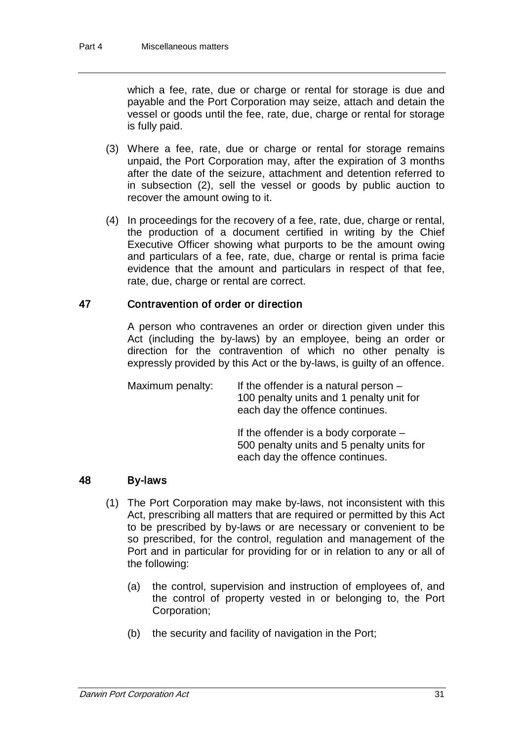which a fee, rate, due or charge or rental for storage is due and payable and the Port Corporation may seize, attach and detain the vessel or goods until the fee, rate, due, charge or rental for storage is fully paid.

(3) Where a fee, rate, due or charge or rental for storage remains unpaid, the Port Corporation may, after the expiration of 3 months after the date of the seizure, attachment and detention referred to in subsection (2), sell the vessel or goods by public auction to recover the amount owing to it.

(4) In proceedings for the recovery of a fee, rate, due, charge or rental, the production of a document certified in writing by the Chief Executive Officer showing what purports to be the amount owing and particulars of a fee, rate, due, charge or rental is prima facie evidence that the amount and particulars in respect of that fee, rate, due, charge or rental are correct.

## 47 Contravention of order or direction

A person who contravenes an order or direction given under this Act (including the by-laws) by an employee, being an order or direction for the contravention of which no other penalty is expressly provided by this Act or the by-laws, is guilty of an offence.

Maximum penalty: If the offender is a natural person – 100 penalty units and 1 penalty unit for each day the offence continues.

If the offender is a body corporate – 500 penalty units and 5 penalty units for each day the offence continues.

## 48 By-laws

(1) The Port Corporation may make by-laws, not inconsistent with this Act, prescribing all matters that are required or permitted by this Act to be prescribed by by-laws or are necessary or convenient to be so prescribed, for the control, regulation and management of the Port and in particular for providing for or in relation to any or all of the following:

(a) the control, supervision and instruction of employees of, and the control of property vested in or belonging to, the Port Corporation;

(b) the security and facility of navigation in the Port;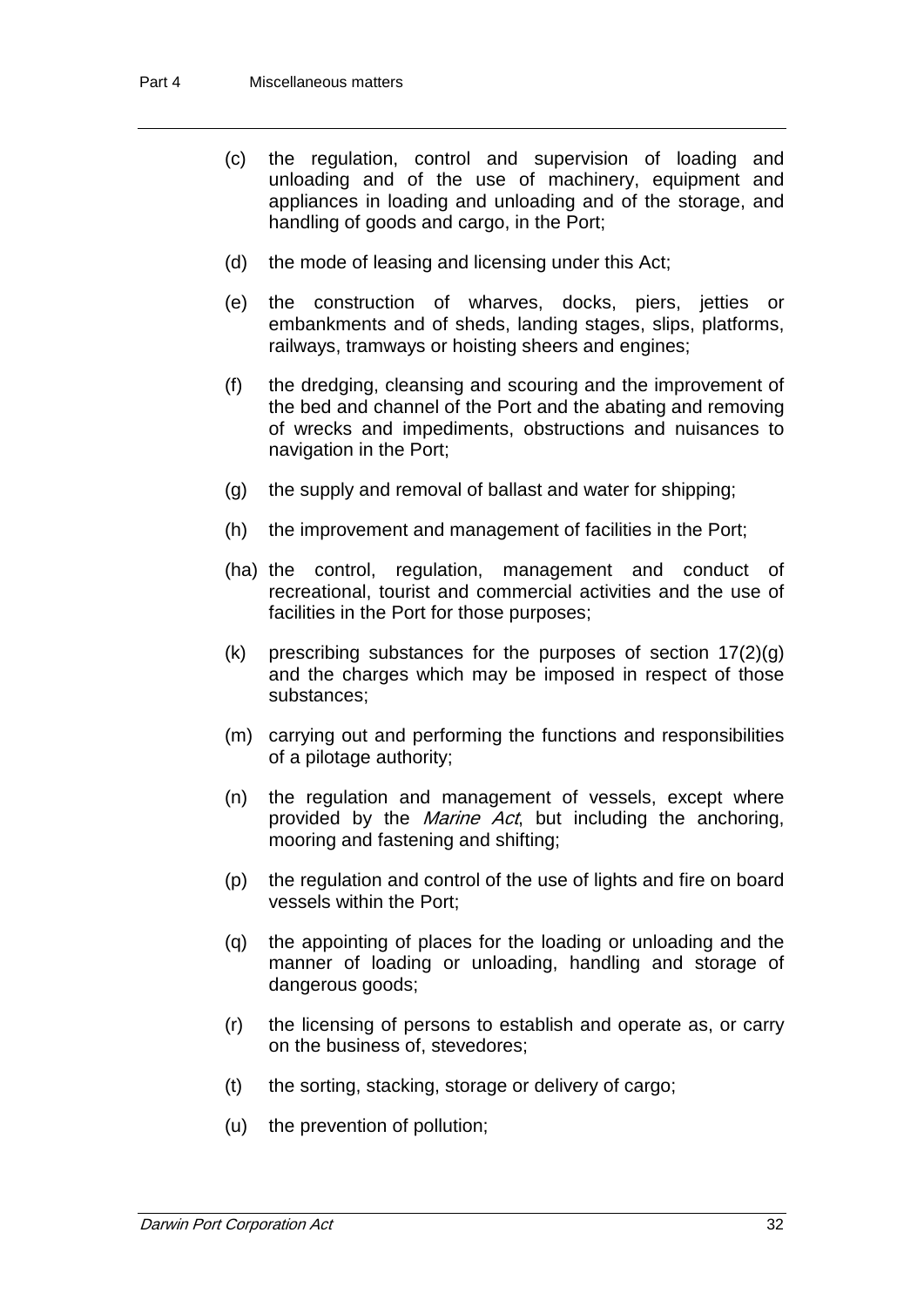- (c) the regulation, control and supervision of loading and unloading and of the use of machinery, equipment and appliances in loading and unloading and of the storage, and handling of goods and cargo, in the Port;
- (d) the mode of leasing and licensing under this Act;
- (e) the construction of wharves, docks, piers, jetties or embankments and of sheds, landing stages, slips, platforms, railways, tramways or hoisting sheers and engines;
- (f) the dredging, cleansing and scouring and the improvement of the bed and channel of the Port and the abating and removing of wrecks and impediments, obstructions and nuisances to navigation in the Port;
- (g) the supply and removal of ballast and water for shipping;
- (h) the improvement and management of facilities in the Port;
- (ha) the control, regulation, management and conduct of recreational, tourist and commercial activities and the use of facilities in the Port for those purposes;
- (k) prescribing substances for the purposes of section 17(2)(g) and the charges which may be imposed in respect of those substances;
- (m) carrying out and performing the functions and responsibilities of a pilotage authority;
- (n) the regulation and management of vessels, except where provided by the *Marine Act*, but including the anchoring, mooring and fastening and shifting;
- (p) the regulation and control of the use of lights and fire on board vessels within the Port;
- (q) the appointing of places for the loading or unloading and the manner of loading or unloading, handling and storage of dangerous goods;
- (r) the licensing of persons to establish and operate as, or carry on the business of, stevedores;
- (t) the sorting, stacking, storage or delivery of cargo;
- (u) the prevention of pollution;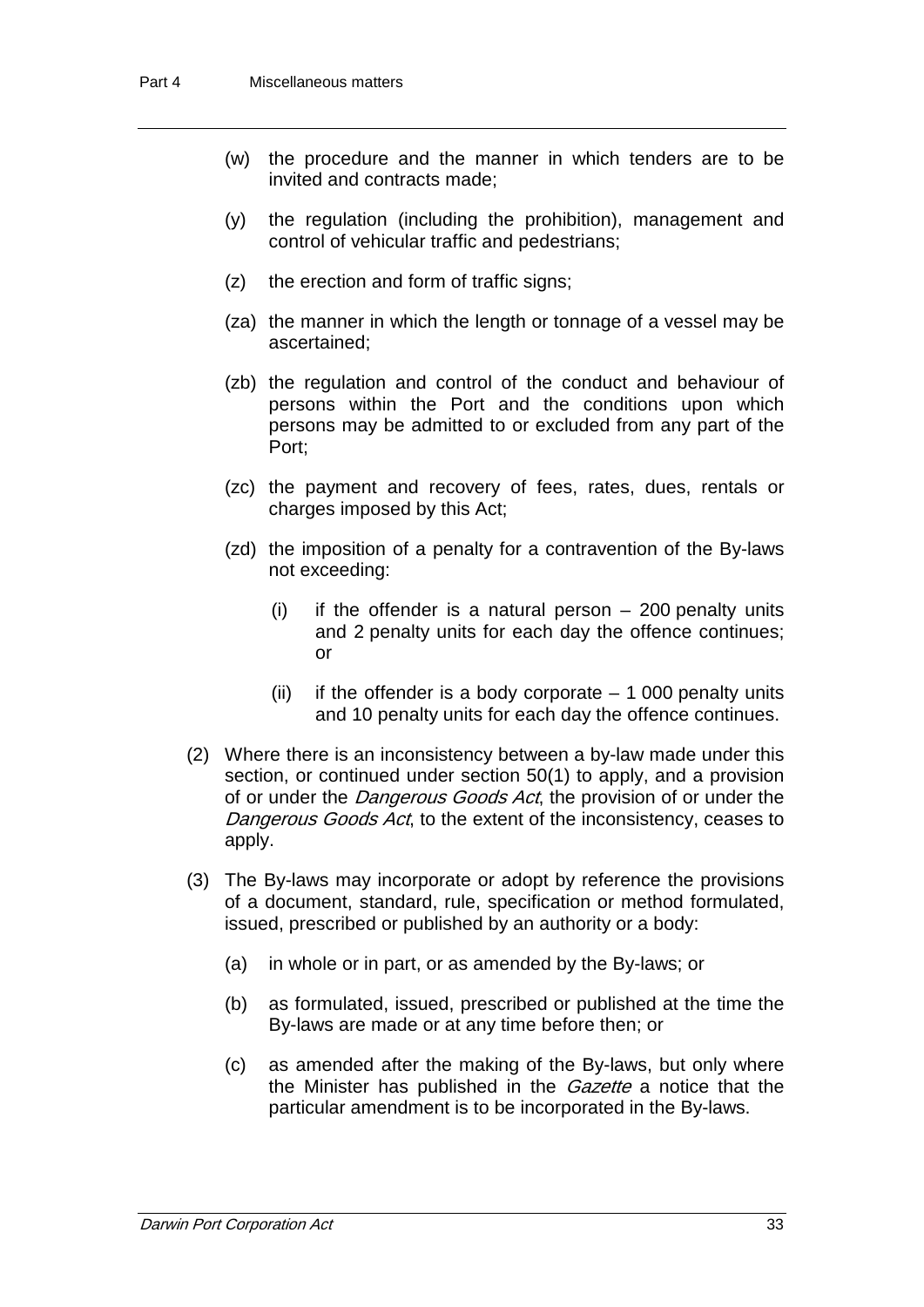(w) the procedure and the manner in which tenders are to be invited and contracts made;

(y) the regulation (including the prohibition), management and control of vehicular traffic and pedestrians;

(z) the erection and form of traffic signs;

(za) the manner in which the length or tonnage of a vessel may be ascertained;

(zb) the regulation and control of the conduct and behaviour of persons within the Port and the conditions upon which persons may be admitted to or excluded from any part of the Port;

(zc) the payment and recovery of fees, rates, dues, rentals or charges imposed by this Act;

(zd) the imposition of a penalty for a contravention of the By-laws not exceeding:

(i) if the offender is a natural person – 200 penalty units and 2 penalty units for each day the offence continues; or

(ii) if the offender is a body corporate – 1 000 penalty units and 10 penalty units for each day the offence continues.

(2) Where there is an inconsistency between a by-law made under this section, or continued under section 50(1) to apply, and a provision of or under the *Dangerous Goods Act*, the provision of or under the *Dangerous Goods Act*, to the extent of the inconsistency, ceases to apply.

(3) The By-laws may incorporate or adopt by reference the provisions of a document, standard, rule, specification or method formulated, issued, prescribed or published by an authority or a body:

(a) in whole or in part, or as amended by the By-laws; or

(b) as formulated, issued, prescribed or published at the time the By-laws are made or at any time before then; or

(c) as amended after the making of the By-laws, but only where the Minister has published in the *Gazette* a notice that the particular amendment is to be incorporated in the By-laws.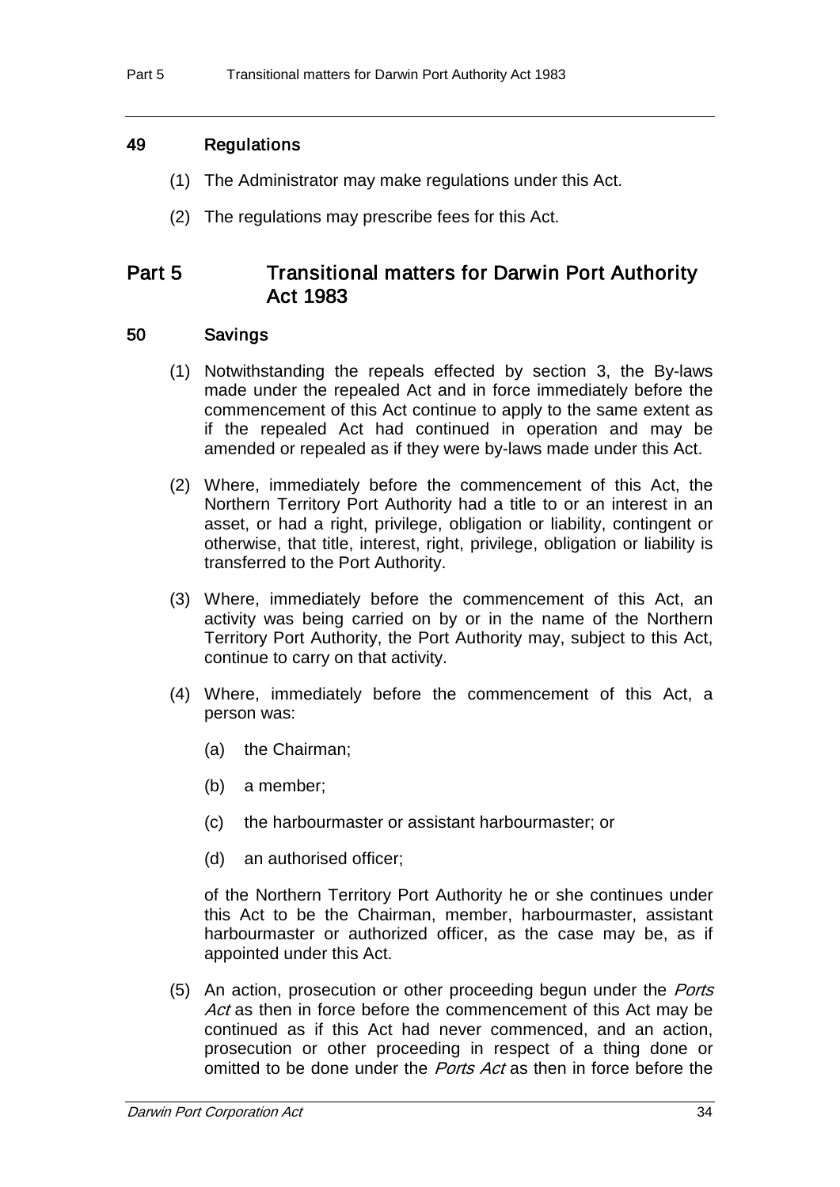### 49 Regulations

(1) The Administrator may make regulations under this Act.

(2) The regulations may prescribe fees for this Act.

## Part 5 Transitional matters for Darwin Port Authority Act 1983

### 50 Savings

(1) Notwithstanding the repeals effected by section 3, the By-laws made under the repealed Act and in force immediately before the commencement of this Act continue to apply to the same extent as if the repealed Act had continued in operation and may be amended or repealed as if they were by-laws made under this Act.

(2) Where, immediately before the commencement of this Act, the Northern Territory Port Authority had a title to or an interest in an asset, or had a right, privilege, obligation or liability, contingent or otherwise, that title, interest, right, privilege, obligation or liability is transferred to the Port Authority.

(3) Where, immediately before the commencement of this Act, an activity was being carried on by or in the name of the Northern Territory Port Authority, the Port Authority may, subject to this Act, continue to carry on that activity.

(4) Where, immediately before the commencement of this Act, a person was:

(a) the Chairman;

(b) a member;

(c) the harbourmaster or assistant harbourmaster; or

(d) an authorised officer;

of the Northern Territory Port Authority he or she continues under this Act to be the Chairman, member, harbourmaster, assistant harbourmaster or authorized officer, as the case may be, as if appointed under this Act.

(5) An action, prosecution or other proceeding begun under the *Ports Act* as then in force before the commencement of this Act may be continued as if this Act had never commenced, and an action, prosecution or other proceeding in respect of a thing done or omitted to be done under the *Ports Act* as then in force before the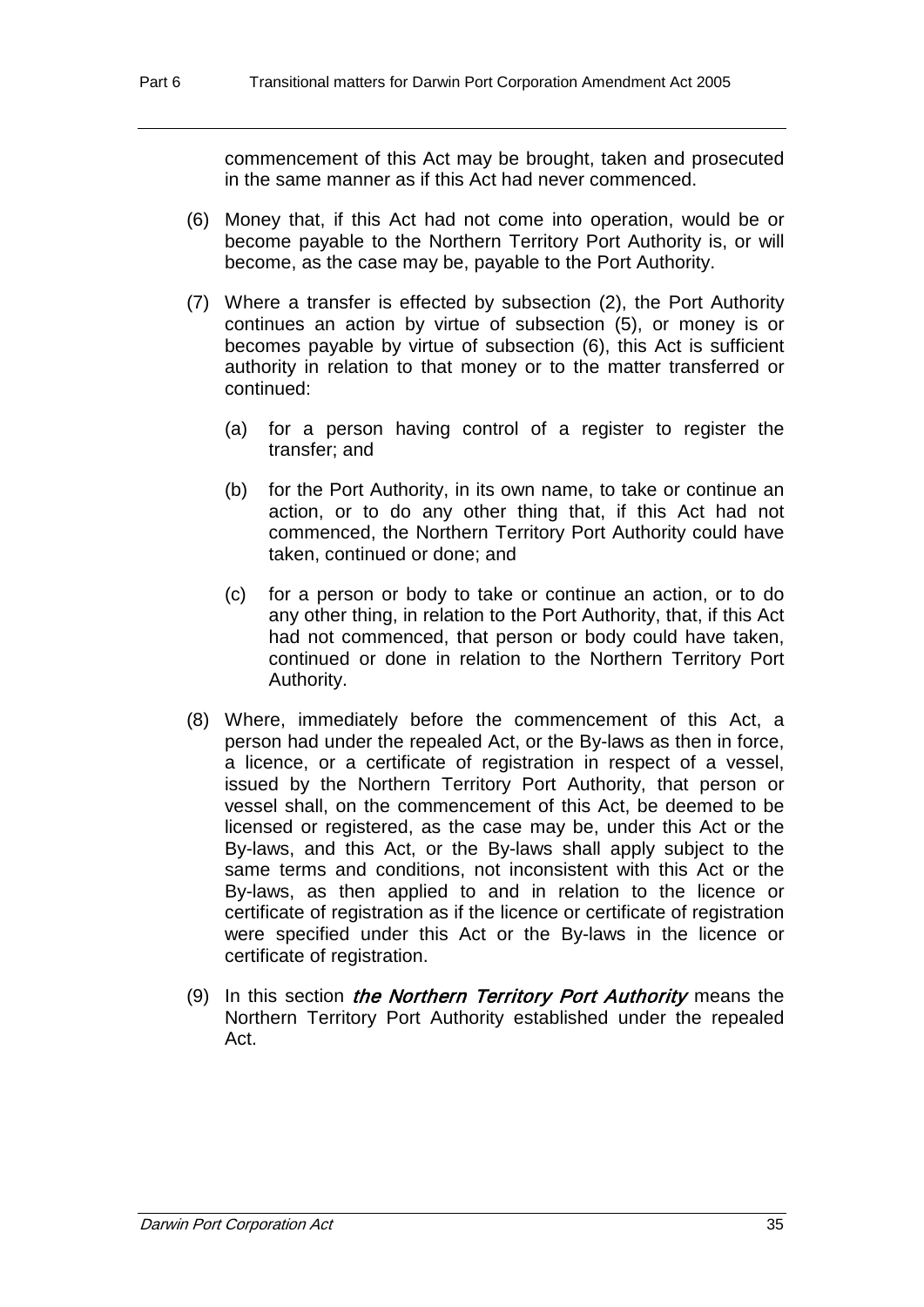commencement of this Act may be brought, taken and prosecuted in the same manner as if this Act had never commenced.

(6) Money that, if this Act had not come into operation, would be or become payable to the Northern Territory Port Authority is, or will become, as the case may be, payable to the Port Authority.

(7) Where a transfer is effected by subsection (2), the Port Authority continues an action by virtue of subsection (5), or money is or becomes payable by virtue of subsection (6), this Act is sufficient authority in relation to that money or to the matter transferred or continued:

(a) for a person having control of a register to register the transfer; and

(b) for the Port Authority, in its own name, to take or continue an action, or to do any other thing that, if this Act had not commenced, the Northern Territory Port Authority could have taken, continued or done; and

(c) for a person or body to take or continue an action, or to do any other thing, in relation to the Port Authority, that, if this Act had not commenced, that person or body could have taken, continued or done in relation to the Northern Territory Port Authority.

(8) Where, immediately before the commencement of this Act, a person had under the repealed Act, or the By-laws as then in force, a licence, or a certificate of registration in respect of a vessel, issued by the Northern Territory Port Authority, that person or vessel shall, on the commencement of this Act, be deemed to be licensed or registered, as the case may be, under this Act or the By-laws, and this Act, or the By-laws shall apply subject to the same terms and conditions, not inconsistent with this Act or the By-laws, as then applied to and in relation to the licence or certificate of registration as if the licence or certificate of registration were specified under this Act or the By-laws in the licence or certificate of registration.

(9) In this section ***the Northern Territory Port Authority*** means the Northern Territory Port Authority established under the repealed Act.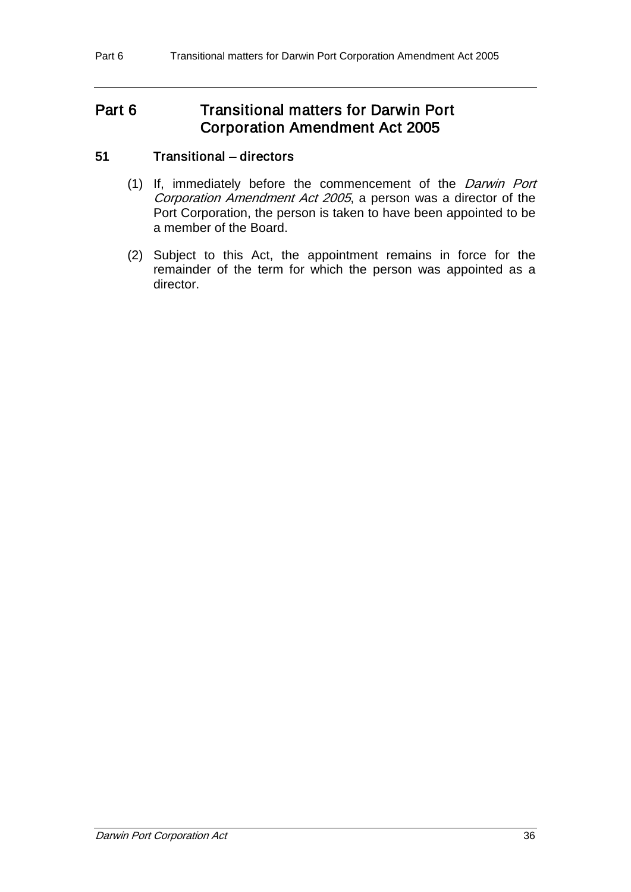# Part 6 Transitional matters for Darwin Port Corporation Amendment Act 2005

## 51 Transitional – directors

(1) If, immediately before the commencement of the *Darwin Port Corporation Amendment Act 2005*, a person was a director of the Port Corporation, the person is taken to have been appointed to be a member of the Board.

(2) Subject to this Act, the appointment remains in force for the remainder of the term for which the person was appointed as a director.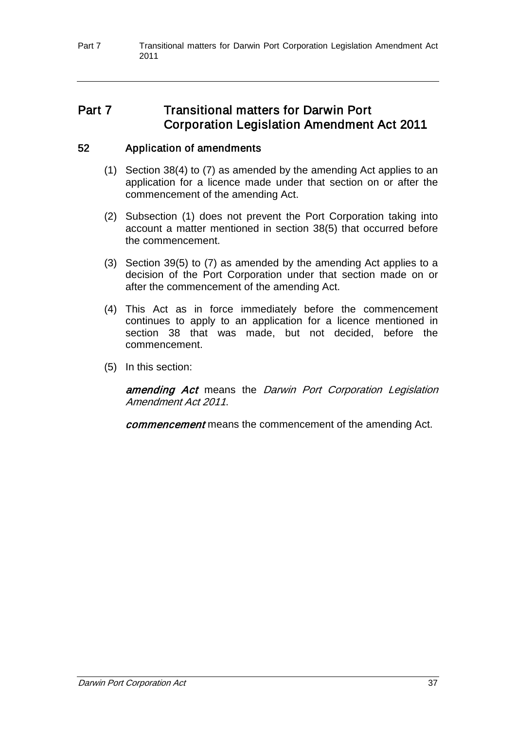# Part 7 Transitional matters for Darwin Port Corporation Legislation Amendment Act 2011

## 52 Application of amendments

(1) Section 38(4) to (7) as amended by the amending Act applies to an application for a licence made under that section on or after the commencement of the amending Act.

(2) Subsection (1) does not prevent the Port Corporation taking into account a matter mentioned in section 38(5) that occurred before the commencement.

(3) Section 39(5) to (7) as amended by the amending Act applies to a decision of the Port Corporation under that section made on or after the commencement of the amending Act.

(4) This Act as in force immediately before the commencement continues to apply to an application for a licence mentioned in section 38 that was made, but not decided, before the commencement.

(5) In this section:

***amending Act*** means the *Darwin Port Corporation Legislation Amendment Act 2011*.

***commencement*** means the commencement of the amending Act.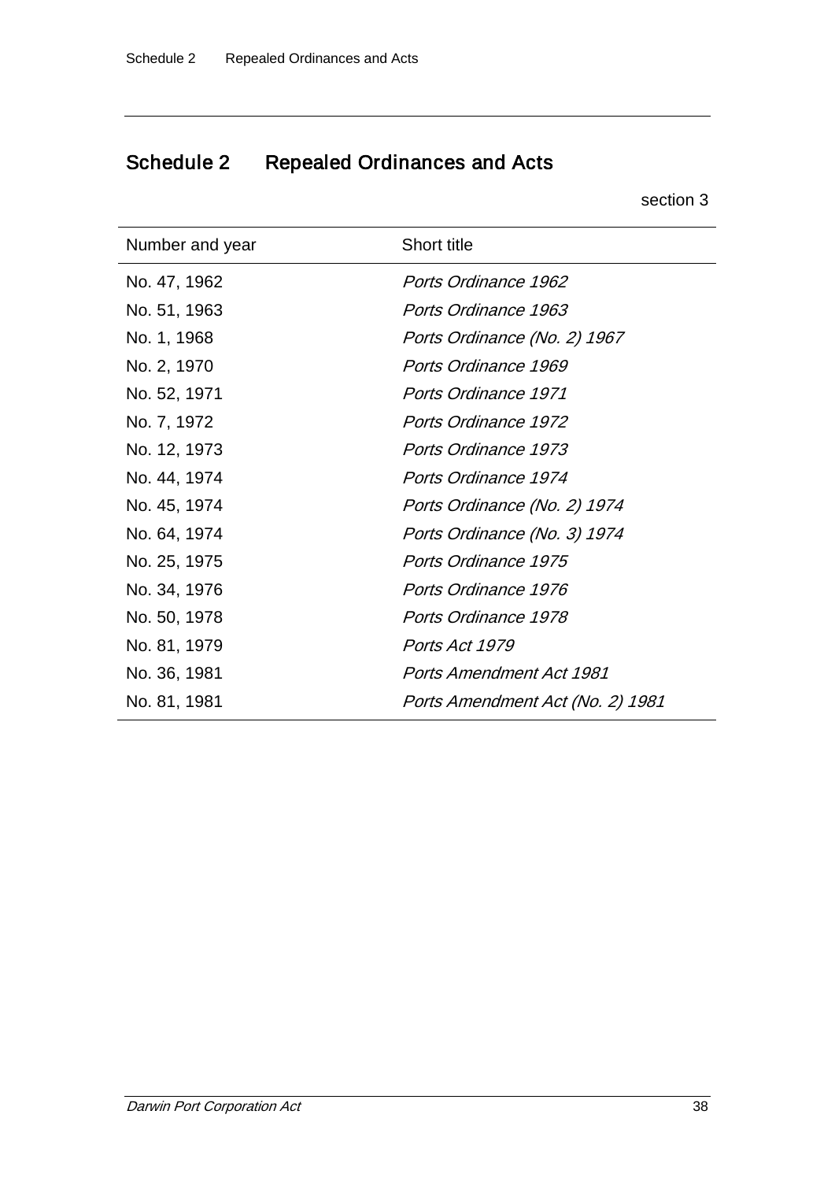## Schedule 2 Repealed Ordinances and Acts

section 3

| Number and year | Short title |
|---|---|
| No. 47, 1962 | *Ports Ordinance 1962* |
| No. 51, 1963 | *Ports Ordinance 1963* |
| No. 1, 1968 | *Ports Ordinance (No. 2) 1967* |
| No. 2, 1970 | *Ports Ordinance 1969* |
| No. 52, 1971 | *Ports Ordinance 1971* |
| No. 7, 1972 | *Ports Ordinance 1972* |
| No. 12, 1973 | *Ports Ordinance 1973* |
| No. 44, 1974 | *Ports Ordinance 1974* |
| No. 45, 1974 | *Ports Ordinance (No. 2) 1974* |
| No. 64, 1974 | *Ports Ordinance (No. 3) 1974* |
| No. 25, 1975 | *Ports Ordinance 1975* |
| No. 34, 1976 | *Ports Ordinance 1976* |
| No. 50, 1978 | *Ports Ordinance 1978* |
| No. 81, 1979 | *Ports Act 1979* |
| No. 36, 1981 | *Ports Amendment Act 1981* |
| No. 81, 1981 | *Ports Amendment Act (No. 2) 1981* |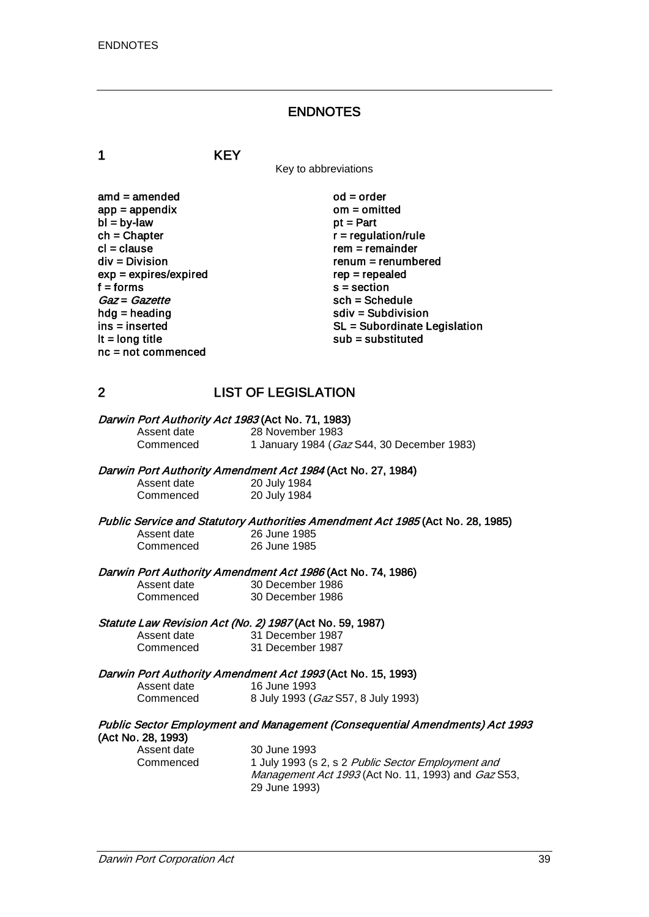# ENDNOTES

## 1 KEY

Key to abbreviations

**amd = amended**
**app = appendix**
**bl = by-law**
**ch = Chapter**
**cl = clause**
**div = Division**
**exp = expires/expired**
**f = forms**
***Gaz* = *Gazette***
**hdg = heading**
**ins = inserted**
**lt = long title**
**nc = not commenced**
**od = order**
**om = omitted**
**pt = Part**
**r = regulation/rule**
**rem = remainder**
**renum = renumbered**
**rep = repealed**
**s = section**
**sch = Schedule**
**sdiv = Subdivision**
**SL = Subordinate Legislation**
**sub = substituted**

## 2 LIST OF LEGISLATION

***Darwin Port Authority Act 1983* (Act No. 71, 1983)**

Assent date 28 November 1983
Commenced 1 January 1984 (*Gaz* S44, 30 December 1983)

***Darwin Port Authority Amendment Act 1984* (Act No. 27, 1984)**

Assent date 20 July 1984
Commenced 20 July 1984

***Public Service and Statutory Authorities Amendment Act 1985* (Act No. 28, 1985)**

Assent date 26 June 1985
Commenced 26 June 1985

***Darwin Port Authority Amendment Act 1986* (Act No. 74, 1986)**

Assent date 30 December 1986
Commenced 30 December 1986

***Statute Law Revision Act (No. 2) 1987* (Act No. 59, 1987)**

Assent date 31 December 1987
Commenced 31 December 1987

***Darwin Port Authority Amendment Act 1993* (Act No. 15, 1993)**

Assent date 16 June 1993
Commenced 8 July 1993 (*Gaz* S57, 8 July 1993)

***Public Sector Employment and Management (Consequential Amendments) Act 1993* (Act No. 28, 1993)**

Assent date 30 June 1993
Commenced 1 July 1993 (s 2, s 2 *Public Sector Employment and Management Act 1993* (Act No. 11, 1993) and *Gaz* S53, 29 June 1993)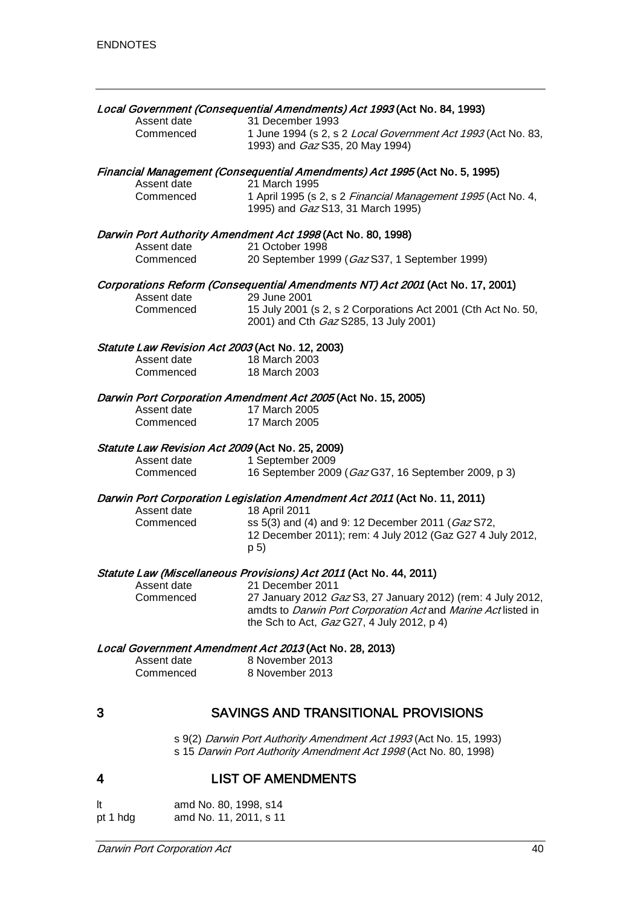***Local Government (Consequential Amendments) Act 1993* (Act No. 84, 1993)**

| | |
|---|---|
| Assent date | 31 December 1993 |
| Commenced | 1 June 1994 (s 2, s 2 *Local Government Act 1993* (Act No. 83, 1993) and *Gaz* S35, 20 May 1994) |

***Financial Management (Consequential Amendments) Act 1995* (Act No. 5, 1995)**

| | |
|---|---|
| Assent date | 21 March 1995 |
| Commenced | 1 April 1995 (s 2, s 2 *Financial Management 1995* (Act No. 4, 1995) and *Gaz* S13, 31 March 1995) |

***Darwin Port Authority Amendment Act 1998* (Act No. 80, 1998)**

| | |
|---|---|
| Assent date | 21 October 1998 |
| Commenced | 20 September 1999 (*Gaz* S37, 1 September 1999) |

***Corporations Reform (Consequential Amendments NT) Act 2001* (Act No. 17, 2001)**

| | |
|---|---|
| Assent date | 29 June 2001 |
| Commenced | 15 July 2001 (s 2, s 2 Corporations Act 2001 (Cth Act No. 50, 2001) and Cth *Gaz* S285, 13 July 2001) |

***Statute Law Revision Act 2003* (Act No. 12, 2003)**

| | |
|---|---|
| Assent date | 18 March 2003 |
| Commenced | 18 March 2003 |

***Darwin Port Corporation Amendment Act 2005* (Act No. 15, 2005)**

| | |
|---|---|
| Assent date | 17 March 2005 |
| Commenced | 17 March 2005 |

***Statute Law Revision Act 2009* (Act No. 25, 2009)**

| | |
|---|---|
| Assent date | 1 September 2009 |
| Commenced | 16 September 2009 (*Gaz* G37, 16 September 2009, p 3) |

***Darwin Port Corporation Legislation Amendment Act 2011* (Act No. 11, 2011)**

| | |
|---|---|
| Assent date | 18 April 2011 |
| Commenced | ss 5(3) and (4) and 9: 12 December 2011 (*Gaz* S72, 12 December 2011); rem: 4 July 2012 (Gaz G27 4 July 2012, p 5) |

***Statute Law (Miscellaneous Provisions) Act 2011* (Act No. 44, 2011)**

| | |
|---|---|
| Assent date | 21 December 2011 |
| Commenced | 27 January 2012 *Gaz* S3, 27 January 2012) (rem: 4 July 2012, amdts to *Darwin Port Corporation Act* and *Marine Act* listed in the Sch to Act, *Gaz* G27, 4 July 2012, p 4) |

***Local Government Amendment Act 2013* (Act No. 28, 2013)**

| | |
|---|---|
| Assent date | 8 November 2013 |
| Commenced | 8 November 2013 |

## 3 SAVINGS AND TRANSITIONAL PROVISIONS

s 9(2) *Darwin Port Authority Amendment Act 1993* (Act No. 15, 1993)
s 15 *Darwin Port Authority Amendment Act 1998* (Act No. 80, 1998)

## 4 LIST OF AMENDMENTS

| | |
|---|---|
| lt | amd No. 80, 1998, s14 |
| pt 1 hdg | amd No. 11, 2011, s 11 |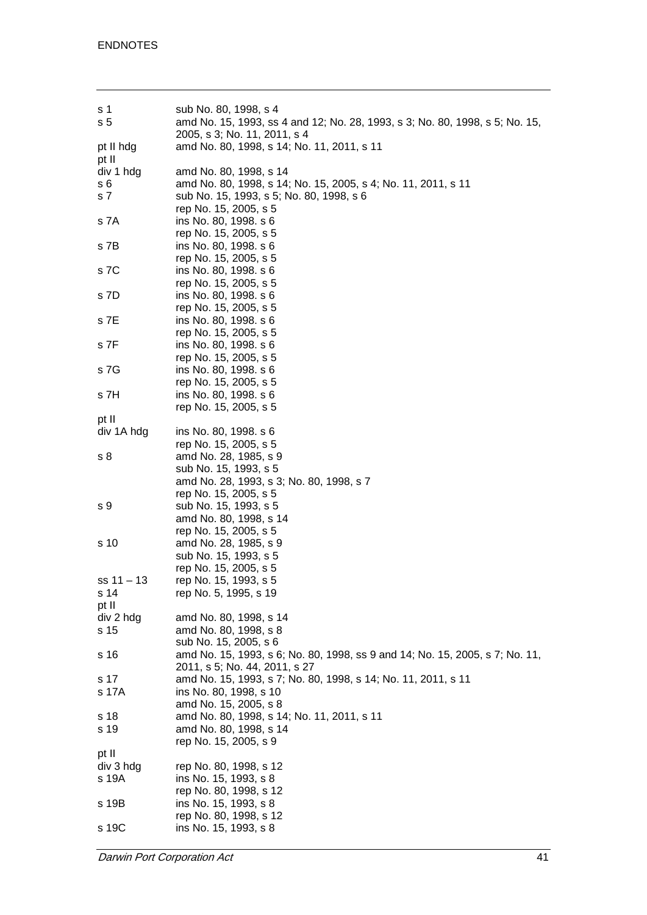| | |
|---|---|
| s 1 | sub No. 80, 1998, s 4 |
| s 5 | amd No. 15, 1993, ss 4 and 12; No. 28, 1993, s 3; No. 80, 1998, s 5; No. 15, 2005, s 3; No. 11, 2011, s 4 |
| pt II hdg | amd No. 80, 1998, s 14; No. 11, 2011, s 11 |
| pt II div 1 hdg | amd No. 80, 1998, s 14 |
| s 6 | amd No. 80, 1998, s 14; No. 15, 2005, s 4; No. 11, 2011, s 11 |
| s 7 | sub No. 15, 1993, s 5; No. 80, 1998, s 6 |
| | rep No. 15, 2005, s 5 |
| s 7A | ins No. 80, 1998. s 6 |
| | rep No. 15, 2005, s 5 |
| s 7B | ins No. 80, 1998. s 6 |
| | rep No. 15, 2005, s 5 |
| s 7C | ins No. 80, 1998. s 6 |
| | rep No. 15, 2005, s 5 |
| s 7D | ins No. 80, 1998. s 6 |
| | rep No. 15, 2005, s 5 |
| s 7E | ins No. 80, 1998. s 6 |
| | rep No. 15, 2005, s 5 |
| s 7F | ins No. 80, 1998. s 6 |
| | rep No. 15, 2005, s 5 |
| s 7G | ins No. 80, 1998. s 6 |
| | rep No. 15, 2005, s 5 |
| s 7H | ins No. 80, 1998. s 6 |
| | rep No. 15, 2005, s 5 |
| pt II div 1A hdg | ins No. 80, 1998. s 6 |
| | rep No. 15, 2005, s 5 |
| s 8 | amd No. 28, 1985, s 9 |
| | sub No. 15, 1993, s 5 |
| | amd No. 28, 1993, s 3; No. 80, 1998, s 7 |
| | rep No. 15, 2005, s 5 |
| s 9 | sub No. 15, 1993, s 5 |
| | amd No. 80, 1998, s 14 |
| | rep No. 15, 2005, s 5 |
| s 10 | amd No. 28, 1985, s 9 |
| | sub No. 15, 1993, s 5 |
| | rep No. 15, 2005, s 5 |
| ss 11 – 13 | rep No. 15, 1993, s 5 |
| s 14 | rep No. 5, 1995, s 19 |
| pt II div 2 hdg | amd No. 80, 1998, s 14 |
| s 15 | amd No. 80, 1998, s 8 |
| | sub No. 15, 2005, s 6 |
| s 16 | amd No. 15, 1993, s 6; No. 80, 1998, ss 9 and 14; No. 15, 2005, s 7; No. 11, 2011, s 5; No. 44, 2011, s 27 |
| s 17 | amd No. 15, 1993, s 7; No. 80, 1998, s 14; No. 11, 2011, s 11 |
| s 17A | ins No. 80, 1998, s 10 |
| | amd No. 15, 2005, s 8 |
| s 18 | amd No. 80, 1998, s 14; No. 11, 2011, s 11 |
| s 19 | amd No. 80, 1998, s 14 |
| | rep No. 15, 2005, s 9 |
| pt II div 3 hdg | rep No. 80, 1998, s 12 |
| s 19A | ins No. 15, 1993, s 8 |
| | rep No. 80, 1998, s 12 |
| s 19B | ins No. 15, 1993, s 8 |
| | rep No. 80, 1998, s 12 |
| s 19C | ins No. 15, 1993, s 8 |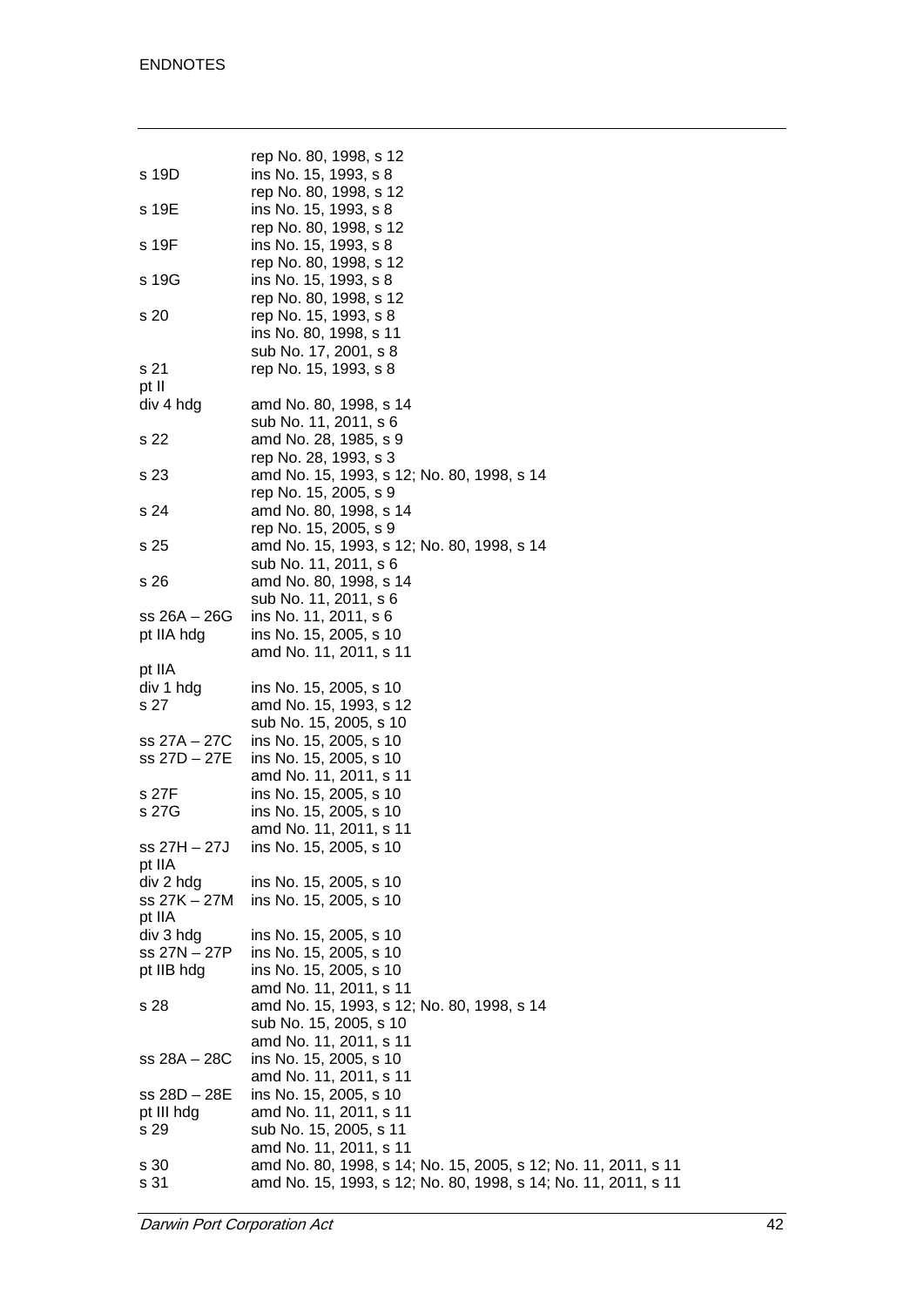| | |
|---|---|
| | rep No. 80, 1998, s 12 |
| s 19D | ins No. 15, 1993, s 8 |
| | rep No. 80, 1998, s 12 |
| s 19E | ins No. 15, 1993, s 8 |
| | rep No. 80, 1998, s 12 |
| s 19F | ins No. 15, 1993, s 8 |
| | rep No. 80, 1998, s 12 |
| s 19G | ins No. 15, 1993, s 8 |
| | rep No. 80, 1998, s 12 |
| s 20 | rep No. 15, 1993, s 8 |
| | ins No. 80, 1998, s 11 |
| | sub No. 17, 2001, s 8 |
| s 21 | rep No. 15, 1993, s 8 |
| pt II | |
| div 4 hdg | amd No. 80, 1998, s 14 |
| | sub No. 11, 2011, s 6 |
| s 22 | amd No. 28, 1985, s 9 |
| | rep No. 28, 1993, s 3 |
| s 23 | amd No. 15, 1993, s 12; No. 80, 1998, s 14 |
| | rep No. 15, 2005, s 9 |
| s 24 | amd No. 80, 1998, s 14 |
| | rep No. 15, 2005, s 9 |
| s 25 | amd No. 15, 1993, s 12; No. 80, 1998, s 14 |
| | sub No. 11, 2011, s 6 |
| s 26 | amd No. 80, 1998, s 14 |
| | sub No. 11, 2011, s 6 |
| ss 26A – 26G | ins No. 11, 2011, s 6 |
| pt IIA hdg | ins No. 15, 2005, s 10 |
| | amd No. 11, 2011, s 11 |
| pt IIA | |
| div 1 hdg | ins No. 15, 2005, s 10 |
| s 27 | amd No. 15, 1993, s 12 |
| | sub No. 15, 2005, s 10 |
| ss 27A – 27C | ins No. 15, 2005, s 10 |
| ss 27D – 27E | ins No. 15, 2005, s 10 |
| | amd No. 11, 2011, s 11 |
| s 27F | ins No. 15, 2005, s 10 |
| s 27G | ins No. 15, 2005, s 10 |
| | amd No. 11, 2011, s 11 |
| ss 27H – 27J | ins No. 15, 2005, s 10 |
| pt IIA | |
| div 2 hdg | ins No. 15, 2005, s 10 |
| ss 27K – 27M | ins No. 15, 2005, s 10 |
| pt IIA | |
| div 3 hdg | ins No. 15, 2005, s 10 |
| ss 27N – 27P | ins No. 15, 2005, s 10 |
| pt IIB hdg | ins No. 15, 2005, s 10 |
| | amd No. 11, 2011, s 11 |
| s 28 | amd No. 15, 1993, s 12; No. 80, 1998, s 14 |
| | sub No. 15, 2005, s 10 |
| | amd No. 11, 2011, s 11 |
| ss 28A – 28C | ins No. 15, 2005, s 10 |
| | amd No. 11, 2011, s 11 |
| ss 28D – 28E | ins No. 15, 2005, s 10 |
| pt III hdg | amd No. 11, 2011, s 11 |
| s 29 | sub No. 15, 2005, s 11 |
| | amd No. 11, 2011, s 11 |
| s 30 | amd No. 80, 1998, s 14; No. 15, 2005, s 12; No. 11, 2011, s 11 |
| s 31 | amd No. 15, 1993, s 12; No. 80, 1998, s 14; No. 11, 2011, s 11 |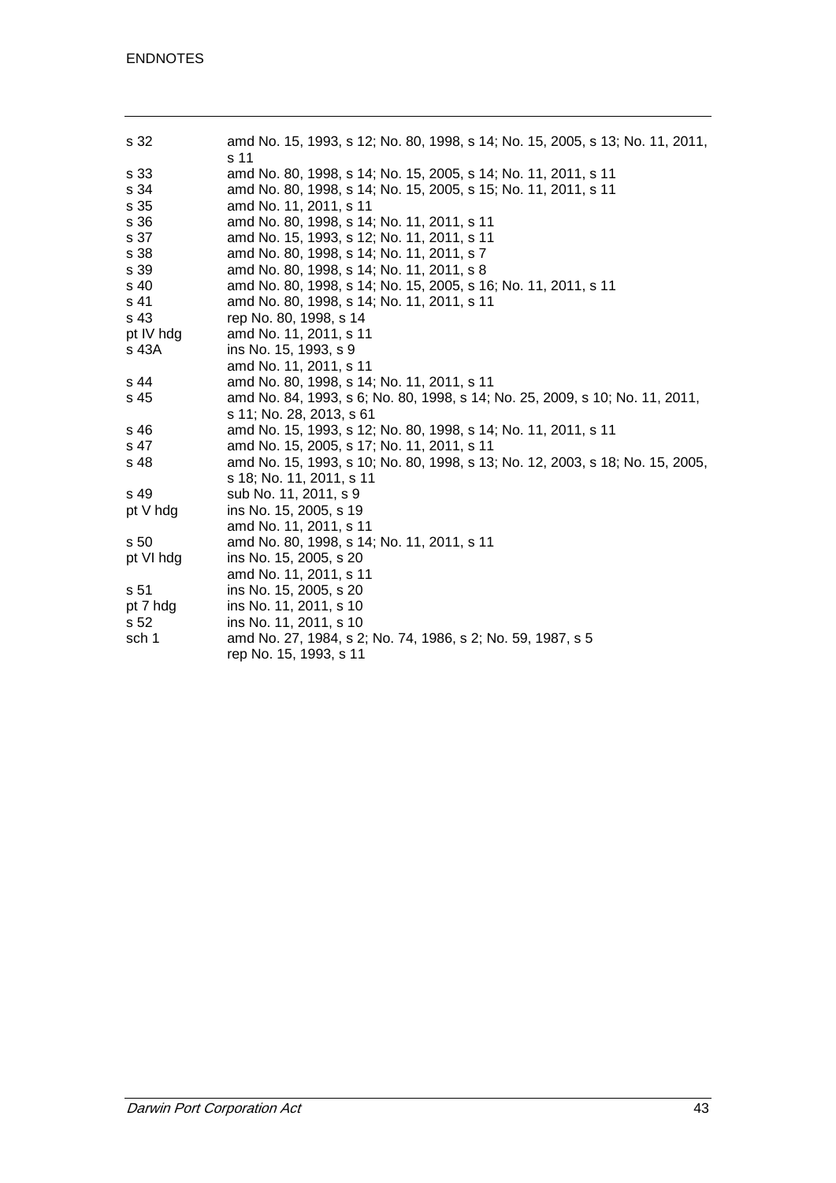| | |
|---|---|
| s 32 | amd No. 15, 1993, s 12; No. 80, 1998, s 14; No. 15, 2005, s 13; No. 11, 2011, s 11 |
| s 33 | amd No. 80, 1998, s 14; No. 15, 2005, s 14; No. 11, 2011, s 11 |
| s 34 | amd No. 80, 1998, s 14; No. 15, 2005, s 15; No. 11, 2011, s 11 |
| s 35 | amd No. 11, 2011, s 11 |
| s 36 | amd No. 80, 1998, s 14; No. 11, 2011, s 11 |
| s 37 | amd No. 15, 1993, s 12; No. 11, 2011, s 11 |
| s 38 | amd No. 80, 1998, s 14; No. 11, 2011, s 7 |
| s 39 | amd No. 80, 1998, s 14; No. 11, 2011, s 8 |
| s 40 | amd No. 80, 1998, s 14; No. 15, 2005, s 16; No. 11, 2011, s 11 |
| s 41 | amd No. 80, 1998, s 14; No. 11, 2011, s 11 |
| s 43 | rep No. 80, 1998, s 14 |
| pt IV hdg | amd No. 11, 2011, s 11 |
| s 43A | ins No. 15, 1993, s 9 |
| | amd No. 11, 2011, s 11 |
| s 44 | amd No. 80, 1998, s 14; No. 11, 2011, s 11 |
| s 45 | amd No. 84, 1993, s 6; No. 80, 1998, s 14; No. 25, 2009, s 10; No. 11, 2011, s 11; No. 28, 2013, s 61 |
| s 46 | amd No. 15, 1993, s 12; No. 80, 1998, s 14; No. 11, 2011, s 11 |
| s 47 | amd No. 15, 2005, s 17; No. 11, 2011, s 11 |
| s 48 | amd No. 15, 1993, s 10; No. 80, 1998, s 13; No. 12, 2003, s 18; No. 15, 2005, s 18; No. 11, 2011, s 11 |
| s 49 | sub No. 11, 2011, s 9 |
| pt V hdg | ins No. 15, 2005, s 19 |
| | amd No. 11, 2011, s 11 |
| s 50 | amd No. 80, 1998, s 14; No. 11, 2011, s 11 |
| pt VI hdg | ins No. 15, 2005, s 20 |
| | amd No. 11, 2011, s 11 |
| s 51 | ins No. 15, 2005, s 20 |
| pt 7 hdg | ins No. 11, 2011, s 10 |
| s 52 | ins No. 11, 2011, s 10 |
| sch 1 | amd No. 27, 1984, s 2; No. 74, 1986, s 2; No. 59, 1987, s 5 |
| | rep No. 15, 1993, s 11 |